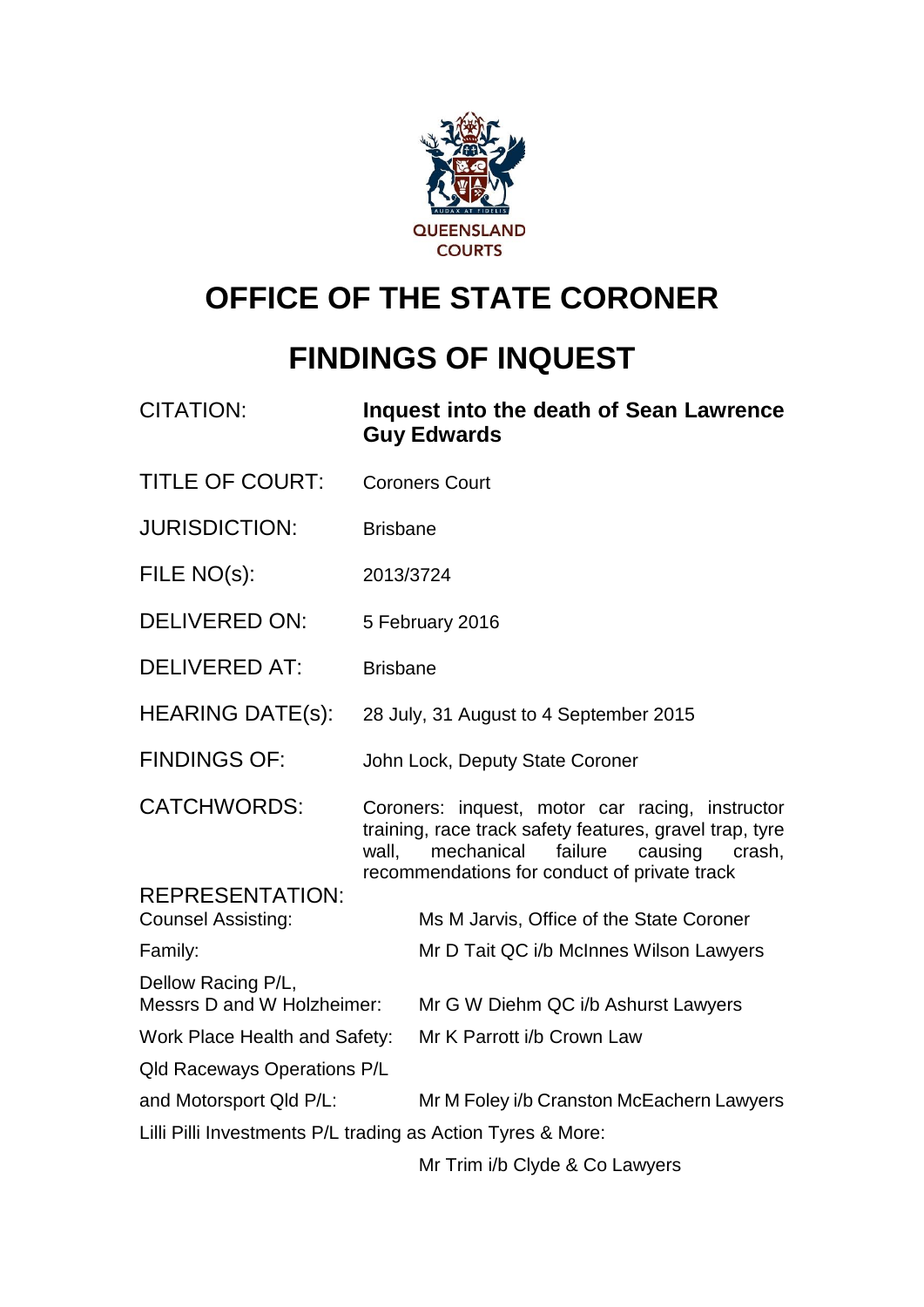QUEENSLAND COURTS

# OFFICE OF THE STATE CORONER

# FINDINGS OF INQUEST

| | |
|---|---|
| CITATION: | **Inquest into the death of Sean Lawrence Guy Edwards** |
| TITLE OF COURT: | Coroners Court |
| JURISDICTION: | Brisbane |
| FILE NO(s): | 2013/3724 |
| DELIVERED ON: | 5 February 2016 |
| DELIVERED AT: | Brisbane |
| HEARING DATE(s): | 28 July, 31 August to 4 September 2015 |
| FINDINGS OF: | John Lock, Deputy State Coroner |
| CATCHWORDS: | Coroners: inquest, motor car racing, instructor training, race track safety features, gravel trap, tyre wall, mechanical failure causing crash, recommendations for conduct of private track |

REPRESENTATION:

| | |
|---|---|
| Counsel Assisting: | Ms M Jarvis, Office of the State Coroner |
| Family: | Mr D Tait QC i/b McInnes Wilson Lawyers |
| Dellow Racing P/L, Messrs D and W Holzheimer: | Mr G W Diehm QC i/b Ashurst Lawyers |
| Work Place Health and Safety: | Mr K Parrott i/b Crown Law |
| Qld Raceways Operations P/L and Motorsport Qld P/L: | Mr M Foley i/b Cranston McEachern Lawyers |
| Lilli Pilli Investments P/L trading as Action Tyres & More: | Mr Trim i/b Clyde & Co Lawyers |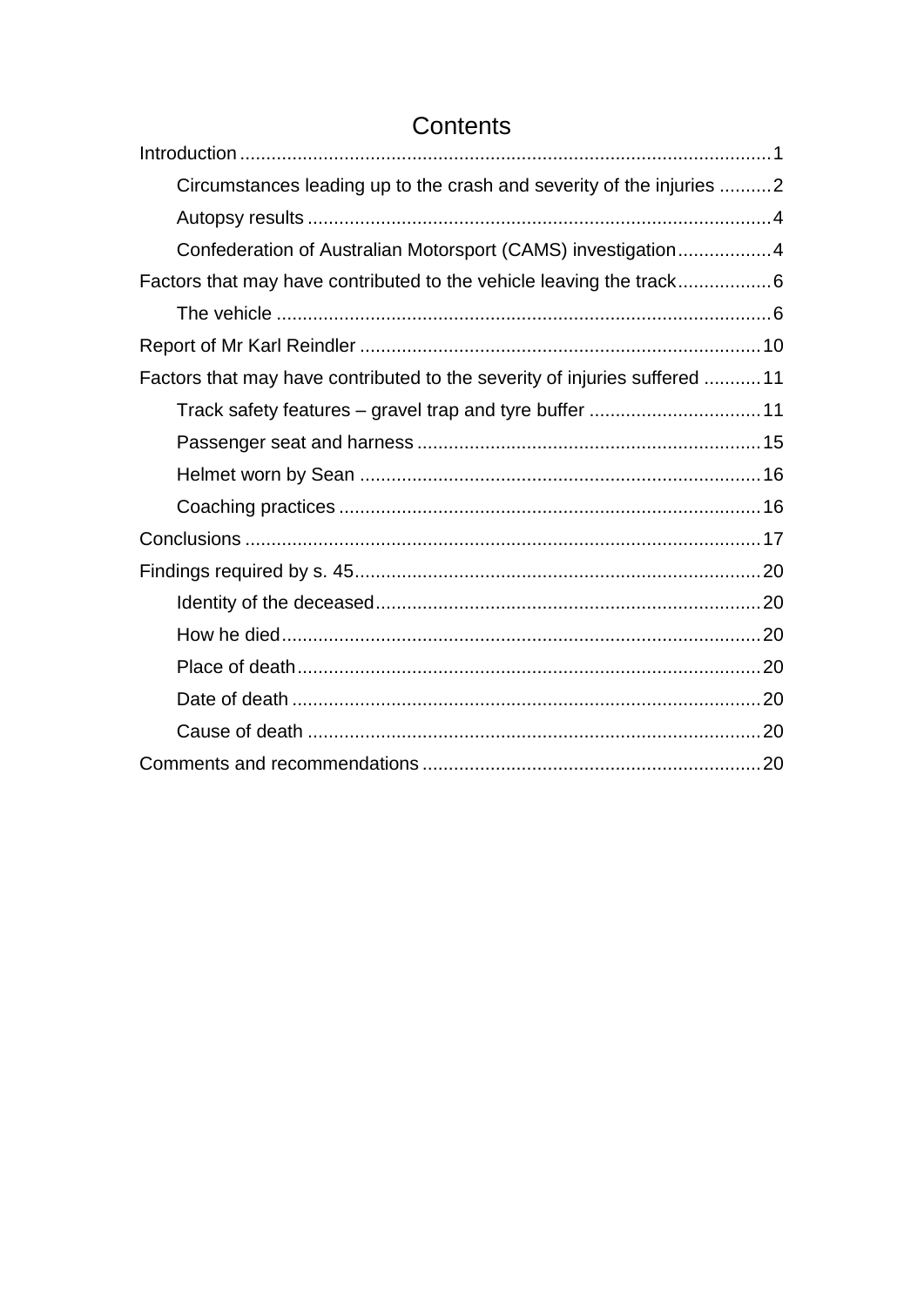# Contents

Introduction ....................................................................................................1

- Circumstances leading up to the crash and severity of the injuries ..........2
- Autopsy results ........................................................................................4
- Confederation of Australian Motorsport (CAMS) investigation..................4

Factors that may have contributed to the vehicle leaving the track..................6

- The vehicle ..............................................................................................6

Report of Mr Karl Reindler ............................................................................10

Factors that may have contributed to the severity of injuries suffered ...........11

- Track safety features – gravel trap and tyre buffer .................................11
- Passenger seat and harness ..................................................................15
- Helmet worn by Sean .............................................................................16
- Coaching practices .................................................................................16

Conclusions ..................................................................................................17

Findings required by s. 45.............................................................................20

- Identity of the deceased..........................................................................20
- How he died...........................................................................................20
- Place of death.........................................................................................20
- Date of death ..........................................................................................20
- Cause of death .......................................................................................20

Comments and recommendations ................................................................20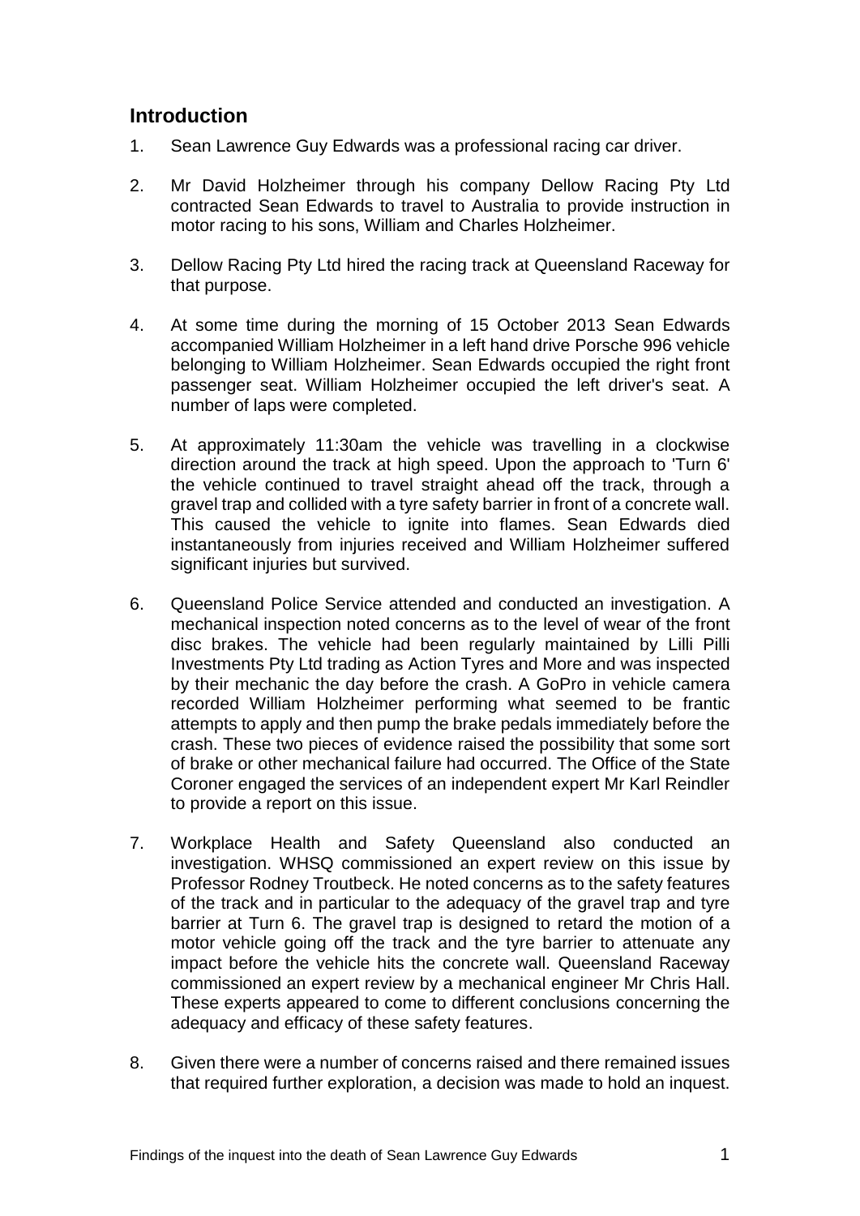## Introduction

1. Sean Lawrence Guy Edwards was a professional racing car driver.

2. Mr David Holzheimer through his company Dellow Racing Pty Ltd contracted Sean Edwards to travel to Australia to provide instruction in motor racing to his sons, William and Charles Holzheimer.

3. Dellow Racing Pty Ltd hired the racing track at Queensland Raceway for that purpose.

4. At some time during the morning of 15 October 2013 Sean Edwards accompanied William Holzheimer in a left hand drive Porsche 996 vehicle belonging to William Holzheimer. Sean Edwards occupied the right front passenger seat. William Holzheimer occupied the left driver's seat. A number of laps were completed.

5. At approximately 11:30am the vehicle was travelling in a clockwise direction around the track at high speed. Upon the approach to 'Turn 6' the vehicle continued to travel straight ahead off the track, through a gravel trap and collided with a tyre safety barrier in front of a concrete wall. This caused the vehicle to ignite into flames. Sean Edwards died instantaneously from injuries received and William Holzheimer suffered significant injuries but survived.

6. Queensland Police Service attended and conducted an investigation. A mechanical inspection noted concerns as to the level of wear of the front disc brakes. The vehicle had been regularly maintained by Lilli Pilli Investments Pty Ltd trading as Action Tyres and More and was inspected by their mechanic the day before the crash. A GoPro in vehicle camera recorded William Holzheimer performing what seemed to be frantic attempts to apply and then pump the brake pedals immediately before the crash. These two pieces of evidence raised the possibility that some sort of brake or other mechanical failure had occurred. The Office of the State Coroner engaged the services of an independent expert Mr Karl Reindler to provide a report on this issue.

7. Workplace Health and Safety Queensland also conducted an investigation. WHSQ commissioned an expert review on this issue by Professor Rodney Troutbeck. He noted concerns as to the safety features of the track and in particular to the adequacy of the gravel trap and tyre barrier at Turn 6. The gravel trap is designed to retard the motion of a motor vehicle going off the track and the tyre barrier to attenuate any impact before the vehicle hits the concrete wall. Queensland Raceway commissioned an expert review by a mechanical engineer Mr Chris Hall. These experts appeared to come to different conclusions concerning the adequacy and efficacy of these safety features.

8. Given there were a number of concerns raised and there remained issues that required further exploration, a decision was made to hold an inquest.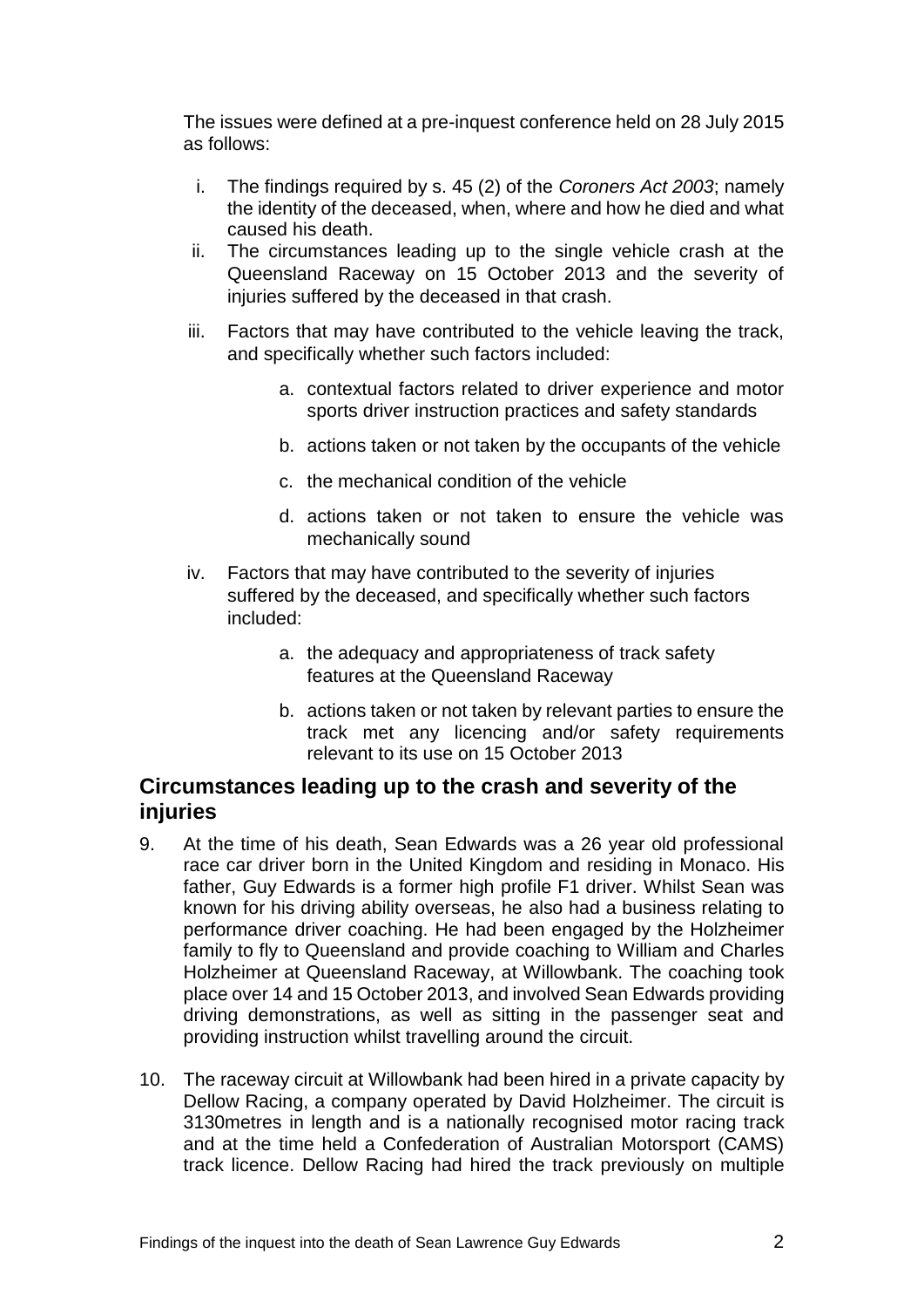The issues were defined at a pre-inquest conference held on 28 July 2015 as follows:

i. The findings required by s. 45 (2) of the *Coroners Act 2003*; namely the identity of the deceased, when, where and how he died and what caused his death.

ii. The circumstances leading up to the single vehicle crash at the Queensland Raceway on 15 October 2013 and the severity of injuries suffered by the deceased in that crash.

iii. Factors that may have contributed to the vehicle leaving the track, and specifically whether such factors included:

   a. contextual factors related to driver experience and motor sports driver instruction practices and safety standards

   b. actions taken or not taken by the occupants of the vehicle

   c. the mechanical condition of the vehicle

   d. actions taken or not taken to ensure the vehicle was mechanically sound

iv. Factors that may have contributed to the severity of injuries suffered by the deceased, and specifically whether such factors included:

   a. the adequacy and appropriateness of track safety features at the Queensland Raceway

   b. actions taken or not taken by relevant parties to ensure the track met any licencing and/or safety requirements relevant to its use on 15 October 2013

## Circumstances leading up to the crash and severity of the injuries

9. At the time of his death, Sean Edwards was a 26 year old professional race car driver born in the United Kingdom and residing in Monaco. His father, Guy Edwards is a former high profile F1 driver. Whilst Sean was known for his driving ability overseas, he also had a business relating to performance driver coaching. He had been engaged by the Holzheimer family to fly to Queensland and provide coaching to William and Charles Holzheimer at Queensland Raceway, at Willowbank. The coaching took place over 14 and 15 October 2013, and involved Sean Edwards providing driving demonstrations, as well as sitting in the passenger seat and providing instruction whilst travelling around the circuit.

10. The raceway circuit at Willowbank had been hired in a private capacity by Dellow Racing, a company operated by David Holzheimer. The circuit is 3130metres in length and is a nationally recognised motor racing track and at the time held a Confederation of Australian Motorsport (CAMS) track licence. Dellow Racing had hired the track previously on multiple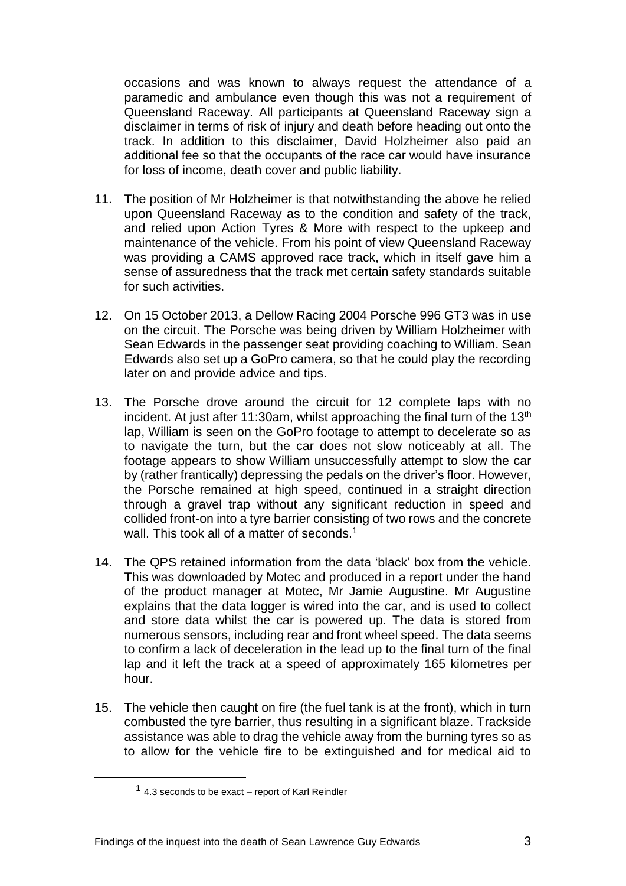occasions and was known to always request the attendance of a paramedic and ambulance even though this was not a requirement of Queensland Raceway. All participants at Queensland Raceway sign a disclaimer in terms of risk of injury and death before heading out onto the track. In addition to this disclaimer, David Holzheimer also paid an additional fee so that the occupants of the race car would have insurance for loss of income, death cover and public liability.

11. The position of Mr Holzheimer is that notwithstanding the above he relied upon Queensland Raceway as to the condition and safety of the track, and relied upon Action Tyres & More with respect to the upkeep and maintenance of the vehicle. From his point of view Queensland Raceway was providing a CAMS approved race track, which in itself gave him a sense of assuredness that the track met certain safety standards suitable for such activities.

12. On 15 October 2013, a Dellow Racing 2004 Porsche 996 GT3 was in use on the circuit. The Porsche was being driven by William Holzheimer with Sean Edwards in the passenger seat providing coaching to William. Sean Edwards also set up a GoPro camera, so that he could play the recording later on and provide advice and tips.

13. The Porsche drove around the circuit for 12 complete laps with no incident. At just after 11:30am, whilst approaching the final turn of the 13th lap, William is seen on the GoPro footage to attempt to decelerate so as to navigate the turn, but the car does not slow noticeably at all. The footage appears to show William unsuccessfully attempt to slow the car by (rather frantically) depressing the pedals on the driver's floor. However, the Porsche remained at high speed, continued in a straight direction through a gravel trap without any significant reduction in speed and collided front-on into a tyre barrier consisting of two rows and the concrete wall. This took all of a matter of seconds.[1]

14. The QPS retained information from the data 'black' box from the vehicle. This was downloaded by Motec and produced in a report under the hand of the product manager at Motec, Mr Jamie Augustine. Mr Augustine explains that the data logger is wired into the car, and is used to collect and store data whilst the car is powered up. The data is stored from numerous sensors, including rear and front wheel speed. The data seems to confirm a lack of deceleration in the lead up to the final turn of the final lap and it left the track at a speed of approximately 165 kilometres per hour.

15. The vehicle then caught on fire (the fuel tank is at the front), which in turn combusted the tyre barrier, thus resulting in a significant blaze. Trackside assistance was able to drag the vehicle away from the burning tyres so as to allow for the vehicle fire to be extinguished and for medical aid to

[1] 4.3 seconds to be exact – report of Karl Reindler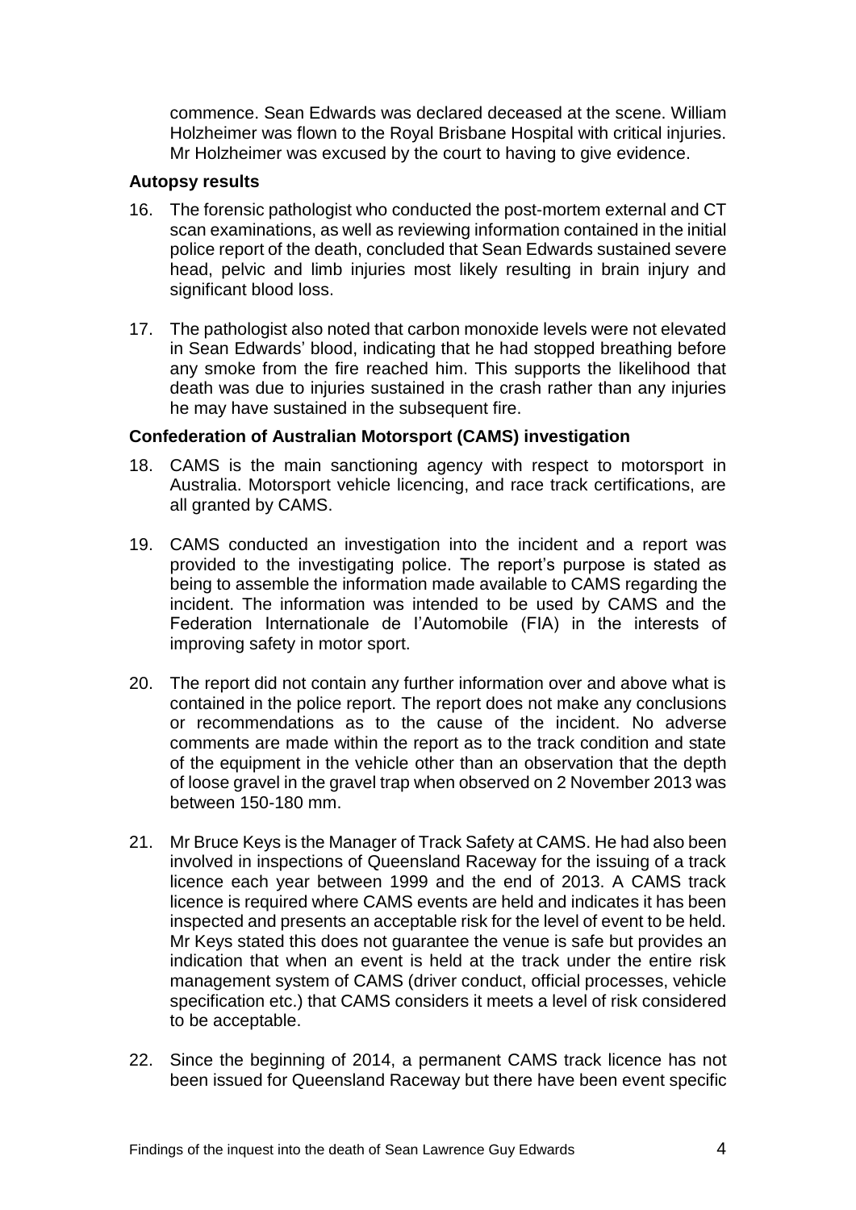commence. Sean Edwards was declared deceased at the scene. William Holzheimer was flown to the Royal Brisbane Hospital with critical injuries. Mr Holzheimer was excused by the court to having to give evidence.

### Autopsy results

16. The forensic pathologist who conducted the post-mortem external and CT scan examinations, as well as reviewing information contained in the initial police report of the death, concluded that Sean Edwards sustained severe head, pelvic and limb injuries most likely resulting in brain injury and significant blood loss.

17. The pathologist also noted that carbon monoxide levels were not elevated in Sean Edwards' blood, indicating that he had stopped breathing before any smoke from the fire reached him. This supports the likelihood that death was due to injuries sustained in the crash rather than any injuries he may have sustained in the subsequent fire.

### Confederation of Australian Motorsport (CAMS) investigation

18. CAMS is the main sanctioning agency with respect to motorsport in Australia. Motorsport vehicle licencing, and race track certifications, are all granted by CAMS.

19. CAMS conducted an investigation into the incident and a report was provided to the investigating police. The report's purpose is stated as being to assemble the information made available to CAMS regarding the incident. The information was intended to be used by CAMS and the Federation Internationale de l'Automobile (FIA) in the interests of improving safety in motor sport.

20. The report did not contain any further information over and above what is contained in the police report. The report does not make any conclusions or recommendations as to the cause of the incident. No adverse comments are made within the report as to the track condition and state of the equipment in the vehicle other than an observation that the depth of loose gravel in the gravel trap when observed on 2 November 2013 was between 150-180 mm.

21. Mr Bruce Keys is the Manager of Track Safety at CAMS. He had also been involved in inspections of Queensland Raceway for the issuing of a track licence each year between 1999 and the end of 2013. A CAMS track licence is required where CAMS events are held and indicates it has been inspected and presents an acceptable risk for the level of event to be held. Mr Keys stated this does not guarantee the venue is safe but provides an indication that when an event is held at the track under the entire risk management system of CAMS (driver conduct, official processes, vehicle specification etc.) that CAMS considers it meets a level of risk considered to be acceptable.

22. Since the beginning of 2014, a permanent CAMS track licence has not been issued for Queensland Raceway but there have been event specific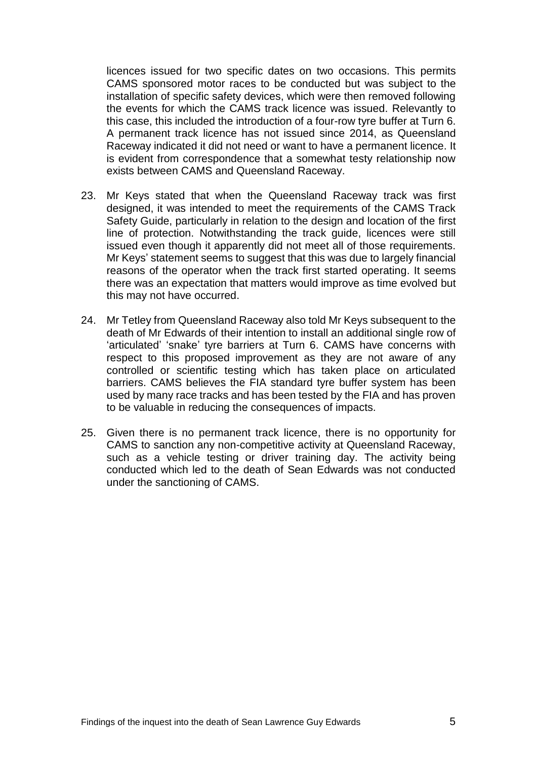licences issued for two specific dates on two occasions. This permits CAMS sponsored motor races to be conducted but was subject to the installation of specific safety devices, which were then removed following the events for which the CAMS track licence was issued. Relevantly to this case, this included the introduction of a four-row tyre buffer at Turn 6. A permanent track licence has not issued since 2014, as Queensland Raceway indicated it did not need or want to have a permanent licence. It is evident from correspondence that a somewhat testy relationship now exists between CAMS and Queensland Raceway.

23. Mr Keys stated that when the Queensland Raceway track was first designed, it was intended to meet the requirements of the CAMS Track Safety Guide, particularly in relation to the design and location of the first line of protection. Notwithstanding the track guide, licences were still issued even though it apparently did not meet all of those requirements. Mr Keys' statement seems to suggest that this was due to largely financial reasons of the operator when the track first started operating. It seems there was an expectation that matters would improve as time evolved but this may not have occurred.

24. Mr Tetley from Queensland Raceway also told Mr Keys subsequent to the death of Mr Edwards of their intention to install an additional single row of 'articulated' 'snake' tyre barriers at Turn 6. CAMS have concerns with respect to this proposed improvement as they are not aware of any controlled or scientific testing which has taken place on articulated barriers. CAMS believes the FIA standard tyre buffer system has been used by many race tracks and has been tested by the FIA and has proven to be valuable in reducing the consequences of impacts.

25. Given there is no permanent track licence, there is no opportunity for CAMS to sanction any non-competitive activity at Queensland Raceway, such as a vehicle testing or driver training day. The activity being conducted which led to the death of Sean Edwards was not conducted under the sanctioning of CAMS.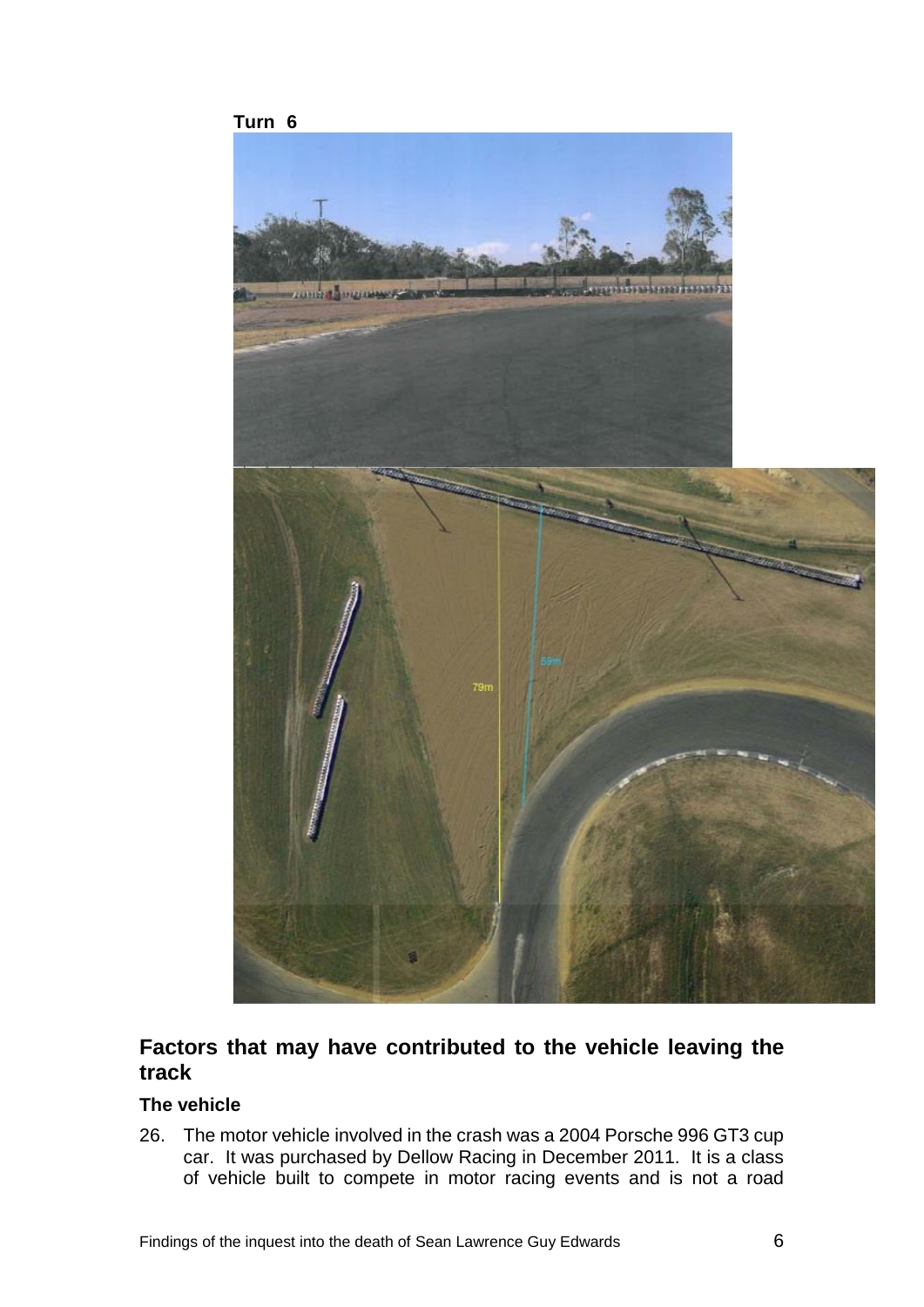**Turn 6**

## Factors that may have contributed to the vehicle leaving the track

### The vehicle

26. The motor vehicle involved in the crash was a 2004 Porsche 996 GT3 cup car. It was purchased by Dellow Racing in December 2011. It is a class of vehicle built to compete in motor racing events and is not a road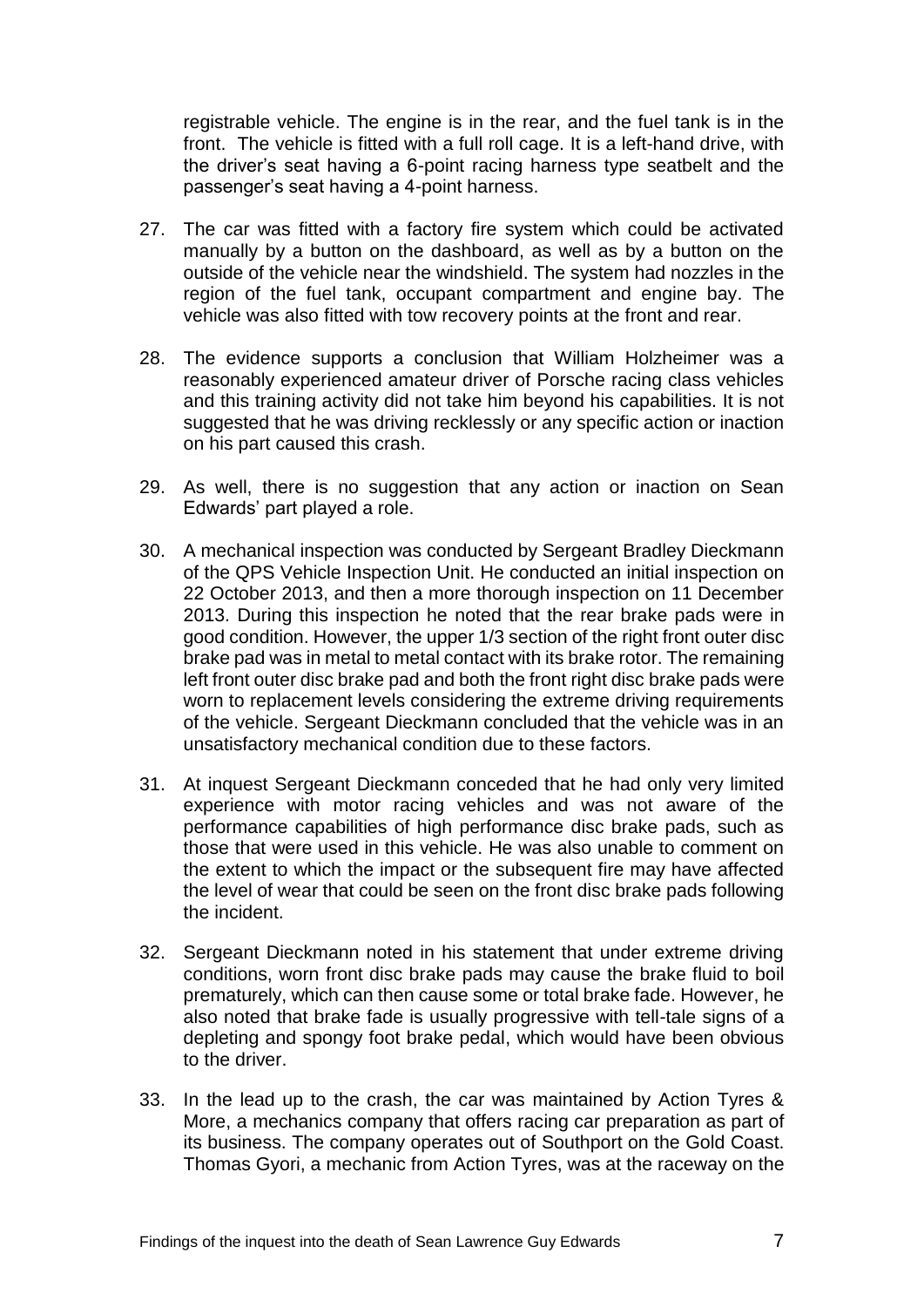registrable vehicle. The engine is in the rear, and the fuel tank is in the front. The vehicle is fitted with a full roll cage. It is a left-hand drive, with the driver's seat having a 6-point racing harness type seatbelt and the passenger's seat having a 4-point harness.

27. The car was fitted with a factory fire system which could be activated manually by a button on the dashboard, as well as by a button on the outside of the vehicle near the windshield. The system had nozzles in the region of the fuel tank, occupant compartment and engine bay. The vehicle was also fitted with tow recovery points at the front and rear.

28. The evidence supports a conclusion that William Holzheimer was a reasonably experienced amateur driver of Porsche racing class vehicles and this training activity did not take him beyond his capabilities. It is not suggested that he was driving recklessly or any specific action or inaction on his part caused this crash.

29. As well, there is no suggestion that any action or inaction on Sean Edwards' part played a role.

30. A mechanical inspection was conducted by Sergeant Bradley Dieckmann of the QPS Vehicle Inspection Unit. He conducted an initial inspection on 22 October 2013, and then a more thorough inspection on 11 December 2013. During this inspection he noted that the rear brake pads were in good condition. However, the upper 1/3 section of the right front outer disc brake pad was in metal to metal contact with its brake rotor. The remaining left front outer disc brake pad and both the front right disc brake pads were worn to replacement levels considering the extreme driving requirements of the vehicle. Sergeant Dieckmann concluded that the vehicle was in an unsatisfactory mechanical condition due to these factors.

31. At inquest Sergeant Dieckmann conceded that he had only very limited experience with motor racing vehicles and was not aware of the performance capabilities of high performance disc brake pads, such as those that were used in this vehicle. He was also unable to comment on the extent to which the impact or the subsequent fire may have affected the level of wear that could be seen on the front disc brake pads following the incident.

32. Sergeant Dieckmann noted in his statement that under extreme driving conditions, worn front disc brake pads may cause the brake fluid to boil prematurely, which can then cause some or total brake fade. However, he also noted that brake fade is usually progressive with tell-tale signs of a depleting and spongy foot brake pedal, which would have been obvious to the driver.

33. In the lead up to the crash, the car was maintained by Action Tyres & More, a mechanics company that offers racing car preparation as part of its business. The company operates out of Southport on the Gold Coast. Thomas Gyori, a mechanic from Action Tyres, was at the raceway on the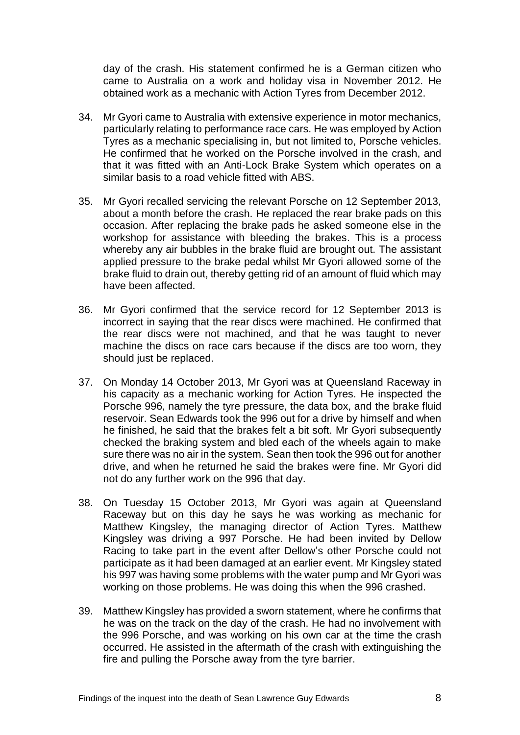day of the crash. His statement confirmed he is a German citizen who came to Australia on a work and holiday visa in November 2012. He obtained work as a mechanic with Action Tyres from December 2012.

34. Mr Gyori came to Australia with extensive experience in motor mechanics, particularly relating to performance race cars. He was employed by Action Tyres as a mechanic specialising in, but not limited to, Porsche vehicles. He confirmed that he worked on the Porsche involved in the crash, and that it was fitted with an Anti-Lock Brake System which operates on a similar basis to a road vehicle fitted with ABS.

35. Mr Gyori recalled servicing the relevant Porsche on 12 September 2013, about a month before the crash. He replaced the rear brake pads on this occasion. After replacing the brake pads he asked someone else in the workshop for assistance with bleeding the brakes. This is a process whereby any air bubbles in the brake fluid are brought out. The assistant applied pressure to the brake pedal whilst Mr Gyori allowed some of the brake fluid to drain out, thereby getting rid of an amount of fluid which may have been affected.

36. Mr Gyori confirmed that the service record for 12 September 2013 is incorrect in saying that the rear discs were machined. He confirmed that the rear discs were not machined, and that he was taught to never machine the discs on race cars because if the discs are too worn, they should just be replaced.

37. On Monday 14 October 2013, Mr Gyori was at Queensland Raceway in his capacity as a mechanic working for Action Tyres. He inspected the Porsche 996, namely the tyre pressure, the data box, and the brake fluid reservoir. Sean Edwards took the 996 out for a drive by himself and when he finished, he said that the brakes felt a bit soft. Mr Gyori subsequently checked the braking system and bled each of the wheels again to make sure there was no air in the system. Sean then took the 996 out for another drive, and when he returned he said the brakes were fine. Mr Gyori did not do any further work on the 996 that day.

38. On Tuesday 15 October 2013, Mr Gyori was again at Queensland Raceway but on this day he says he was working as mechanic for Matthew Kingsley, the managing director of Action Tyres. Matthew Kingsley was driving a 997 Porsche. He had been invited by Dellow Racing to take part in the event after Dellow's other Porsche could not participate as it had been damaged at an earlier event. Mr Kingsley stated his 997 was having some problems with the water pump and Mr Gyori was working on those problems. He was doing this when the 996 crashed.

39. Matthew Kingsley has provided a sworn statement, where he confirms that he was on the track on the day of the crash. He had no involvement with the 996 Porsche, and was working on his own car at the time the crash occurred. He assisted in the aftermath of the crash with extinguishing the fire and pulling the Porsche away from the tyre barrier.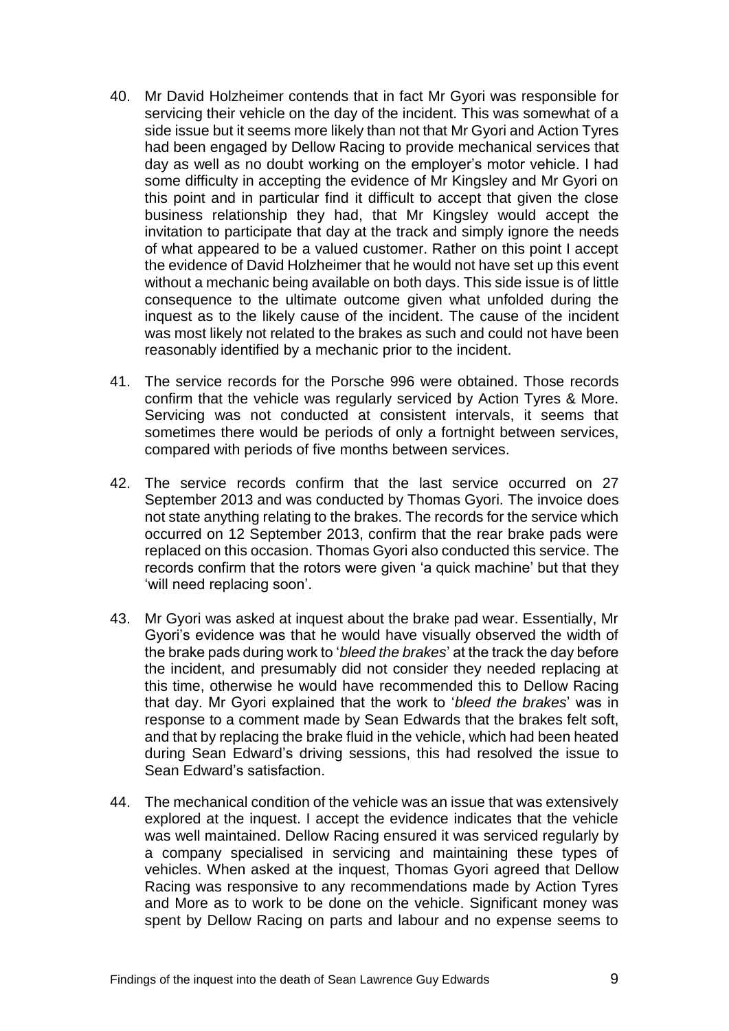40. Mr David Holzheimer contends that in fact Mr Gyori was responsible for servicing their vehicle on the day of the incident. This was somewhat of a side issue but it seems more likely than not that Mr Gyori and Action Tyres had been engaged by Dellow Racing to provide mechanical services that day as well as no doubt working on the employer's motor vehicle. I had some difficulty in accepting the evidence of Mr Kingsley and Mr Gyori on this point and in particular find it difficult to accept that given the close business relationship they had, that Mr Kingsley would accept the invitation to participate that day at the track and simply ignore the needs of what appeared to be a valued customer. Rather on this point I accept the evidence of David Holzheimer that he would not have set up this event without a mechanic being available on both days. This side issue is of little consequence to the ultimate outcome given what unfolded during the inquest as to the likely cause of the incident. The cause of the incident was most likely not related to the brakes as such and could not have been reasonably identified by a mechanic prior to the incident.

41. The service records for the Porsche 996 were obtained. Those records confirm that the vehicle was regularly serviced by Action Tyres & More. Servicing was not conducted at consistent intervals, it seems that sometimes there would be periods of only a fortnight between services, compared with periods of five months between services.

42. The service records confirm that the last service occurred on 27 September 2013 and was conducted by Thomas Gyori. The invoice does not state anything relating to the brakes. The records for the service which occurred on 12 September 2013, confirm that the rear brake pads were replaced on this occasion. Thomas Gyori also conducted this service. The records confirm that the rotors were given 'a quick machine' but that they 'will need replacing soon'.

43. Mr Gyori was asked at inquest about the brake pad wear. Essentially, Mr Gyori's evidence was that he would have visually observed the width of the brake pads during work to '*bleed the brakes*' at the track the day before the incident, and presumably did not consider they needed replacing at this time, otherwise he would have recommended this to Dellow Racing that day. Mr Gyori explained that the work to '*bleed the brakes*' was in response to a comment made by Sean Edwards that the brakes felt soft, and that by replacing the brake fluid in the vehicle, which had been heated during Sean Edward's driving sessions, this had resolved the issue to Sean Edward's satisfaction.

44. The mechanical condition of the vehicle was an issue that was extensively explored at the inquest. I accept the evidence indicates that the vehicle was well maintained. Dellow Racing ensured it was serviced regularly by a company specialised in servicing and maintaining these types of vehicles. When asked at the inquest, Thomas Gyori agreed that Dellow Racing was responsive to any recommendations made by Action Tyres and More as to work to be done on the vehicle. Significant money was spent by Dellow Racing on parts and labour and no expense seems to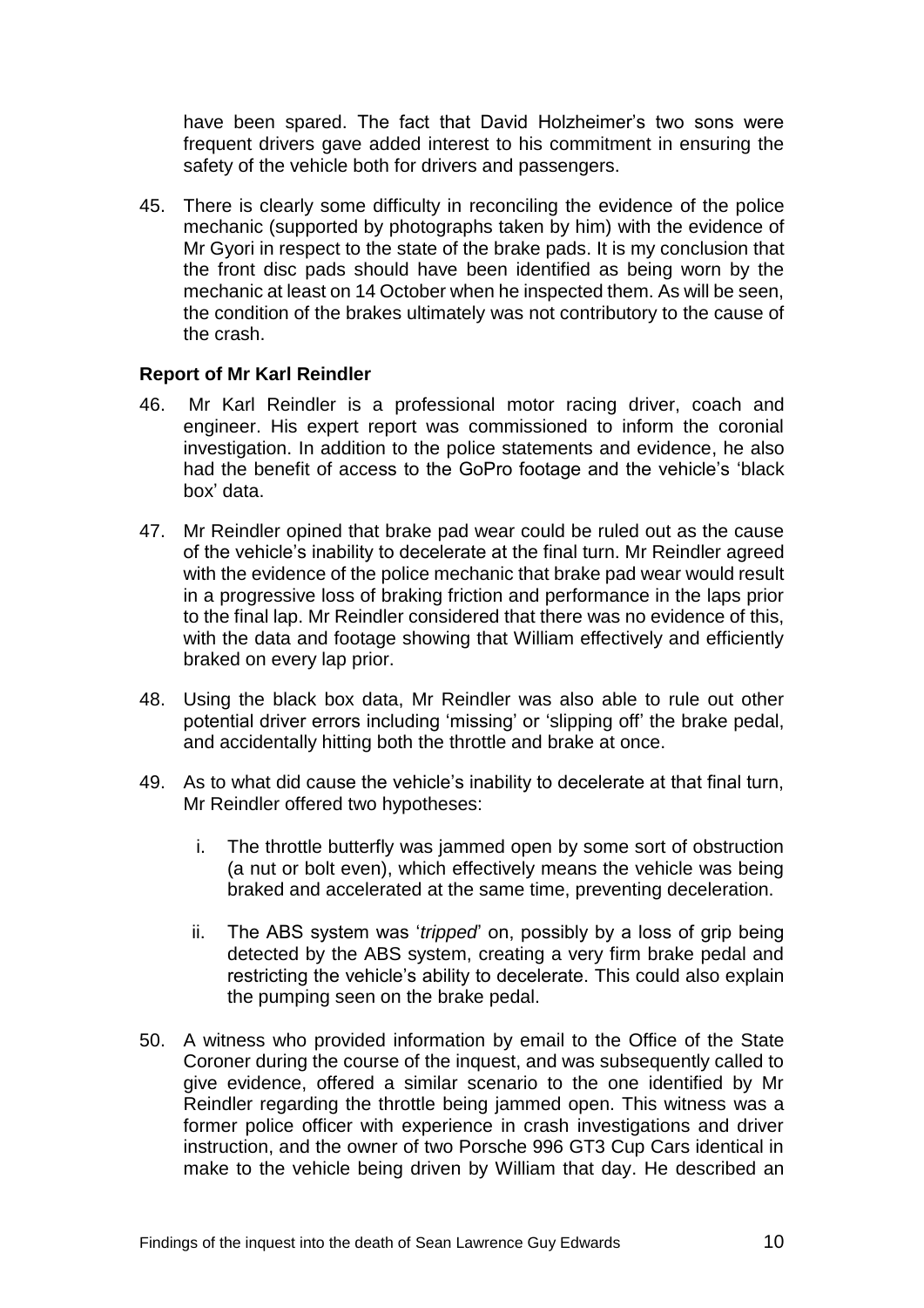have been spared. The fact that David Holzheimer's two sons were frequent drivers gave added interest to his commitment in ensuring the safety of the vehicle both for drivers and passengers.

45. There is clearly some difficulty in reconciling the evidence of the police mechanic (supported by photographs taken by him) with the evidence of Mr Gyori in respect to the state of the brake pads. It is my conclusion that the front disc pads should have been identified as being worn by the mechanic at least on 14 October when he inspected them. As will be seen, the condition of the brakes ultimately was not contributory to the cause of the crash.

**Report of Mr Karl Reindler**

46. Mr Karl Reindler is a professional motor racing driver, coach and engineer. His expert report was commissioned to inform the coronial investigation. In addition to the police statements and evidence, he also had the benefit of access to the GoPro footage and the vehicle's 'black box' data.

47. Mr Reindler opined that brake pad wear could be ruled out as the cause of the vehicle's inability to decelerate at the final turn. Mr Reindler agreed with the evidence of the police mechanic that brake pad wear would result in a progressive loss of braking friction and performance in the laps prior to the final lap. Mr Reindler considered that there was no evidence of this, with the data and footage showing that William effectively and efficiently braked on every lap prior.

48. Using the black box data, Mr Reindler was also able to rule out other potential driver errors including 'missing' or 'slipping off' the brake pedal, and accidentally hitting both the throttle and brake at once.

49. As to what did cause the vehicle's inability to decelerate at that final turn, Mr Reindler offered two hypotheses:

    i. The throttle butterfly was jammed open by some sort of obstruction (a nut or bolt even), which effectively means the vehicle was being braked and accelerated at the same time, preventing deceleration.

    ii. The ABS system was '*tripped*' on, possibly by a loss of grip being detected by the ABS system, creating a very firm brake pedal and restricting the vehicle's ability to decelerate. This could also explain the pumping seen on the brake pedal.

50. A witness who provided information by email to the Office of the State Coroner during the course of the inquest, and was subsequently called to give evidence, offered a similar scenario to the one identified by Mr Reindler regarding the throttle being jammed open. This witness was a former police officer with experience in crash investigations and driver instruction, and the owner of two Porsche 996 GT3 Cup Cars identical in make to the vehicle being driven by William that day. He described an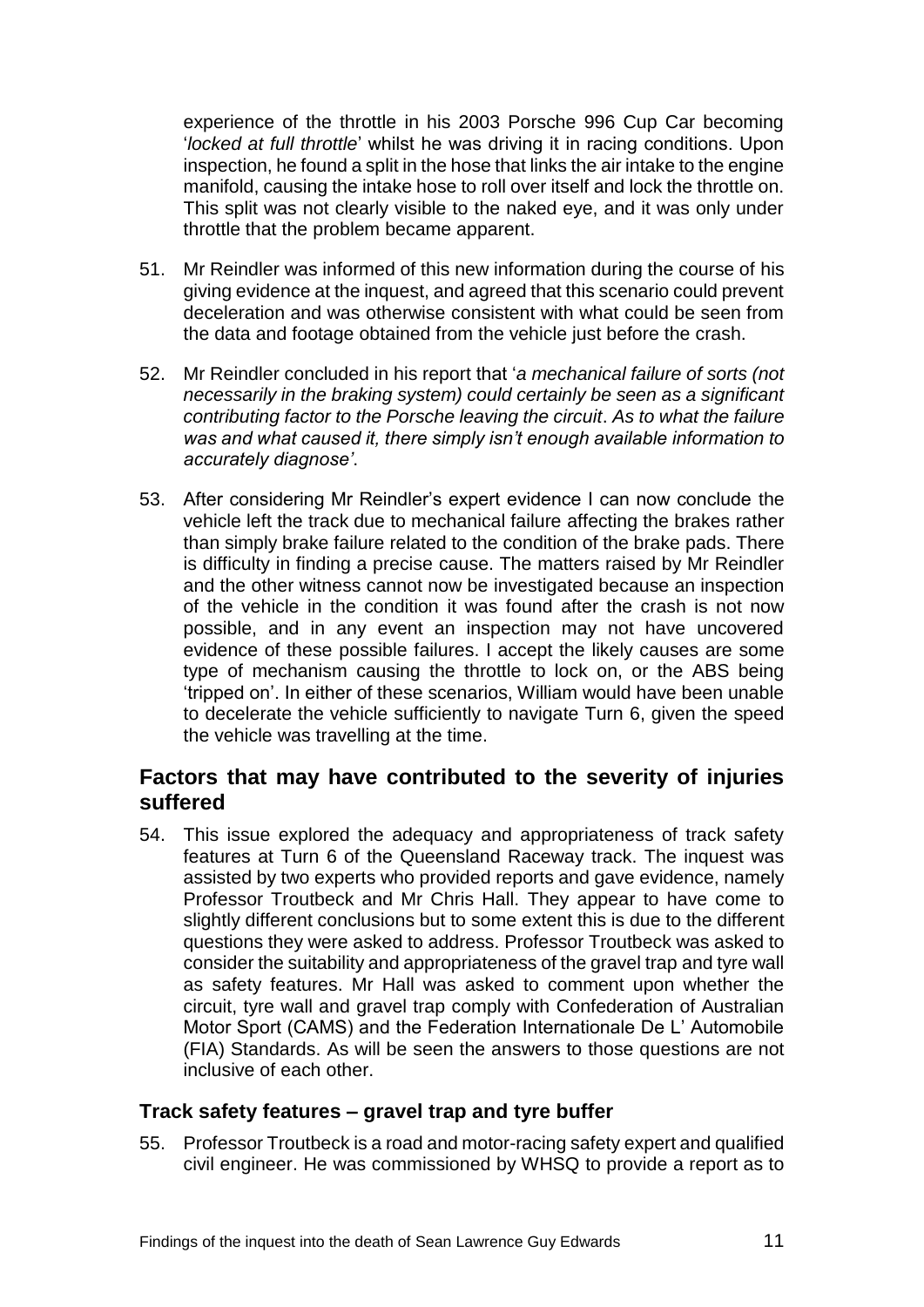experience of the throttle in his 2003 Porsche 996 Cup Car becoming '*locked at full throttle*' whilst he was driving it in racing conditions. Upon inspection, he found a split in the hose that links the air intake to the engine manifold, causing the intake hose to roll over itself and lock the throttle on. This split was not clearly visible to the naked eye, and it was only under throttle that the problem became apparent.

51. Mr Reindler was informed of this new information during the course of his giving evidence at the inquest, and agreed that this scenario could prevent deceleration and was otherwise consistent with what could be seen from the data and footage obtained from the vehicle just before the crash.

52. Mr Reindler concluded in his report that '*a mechanical failure of sorts (not necessarily in the braking system) could certainly be seen as a significant contributing factor to the Porsche leaving the circuit*. *As to what the failure was and what caused it, there simply isn't enough available information to accurately diagnose'*.

53. After considering Mr Reindler's expert evidence I can now conclude the vehicle left the track due to mechanical failure affecting the brakes rather than simply brake failure related to the condition of the brake pads. There is difficulty in finding a precise cause. The matters raised by Mr Reindler and the other witness cannot now be investigated because an inspection of the vehicle in the condition it was found after the crash is not now possible, and in any event an inspection may not have uncovered evidence of these possible failures. I accept the likely causes are some type of mechanism causing the throttle to lock on, or the ABS being 'tripped on'. In either of these scenarios, William would have been unable to decelerate the vehicle sufficiently to navigate Turn 6, given the speed the vehicle was travelling at the time.

## Factors that may have contributed to the severity of injuries suffered

54. This issue explored the adequacy and appropriateness of track safety features at Turn 6 of the Queensland Raceway track. The inquest was assisted by two experts who provided reports and gave evidence, namely Professor Troutbeck and Mr Chris Hall. They appear to have come to slightly different conclusions but to some extent this is due to the different questions they were asked to address. Professor Troutbeck was asked to consider the suitability and appropriateness of the gravel trap and tyre wall as safety features. Mr Hall was asked to comment upon whether the circuit, tyre wall and gravel trap comply with Confederation of Australian Motor Sport (CAMS) and the Federation Internationale De L' Automobile (FIA) Standards. As will be seen the answers to those questions are not inclusive of each other.

### Track safety features – gravel trap and tyre buffer

55. Professor Troutbeck is a road and motor-racing safety expert and qualified civil engineer. He was commissioned by WHSQ to provide a report as to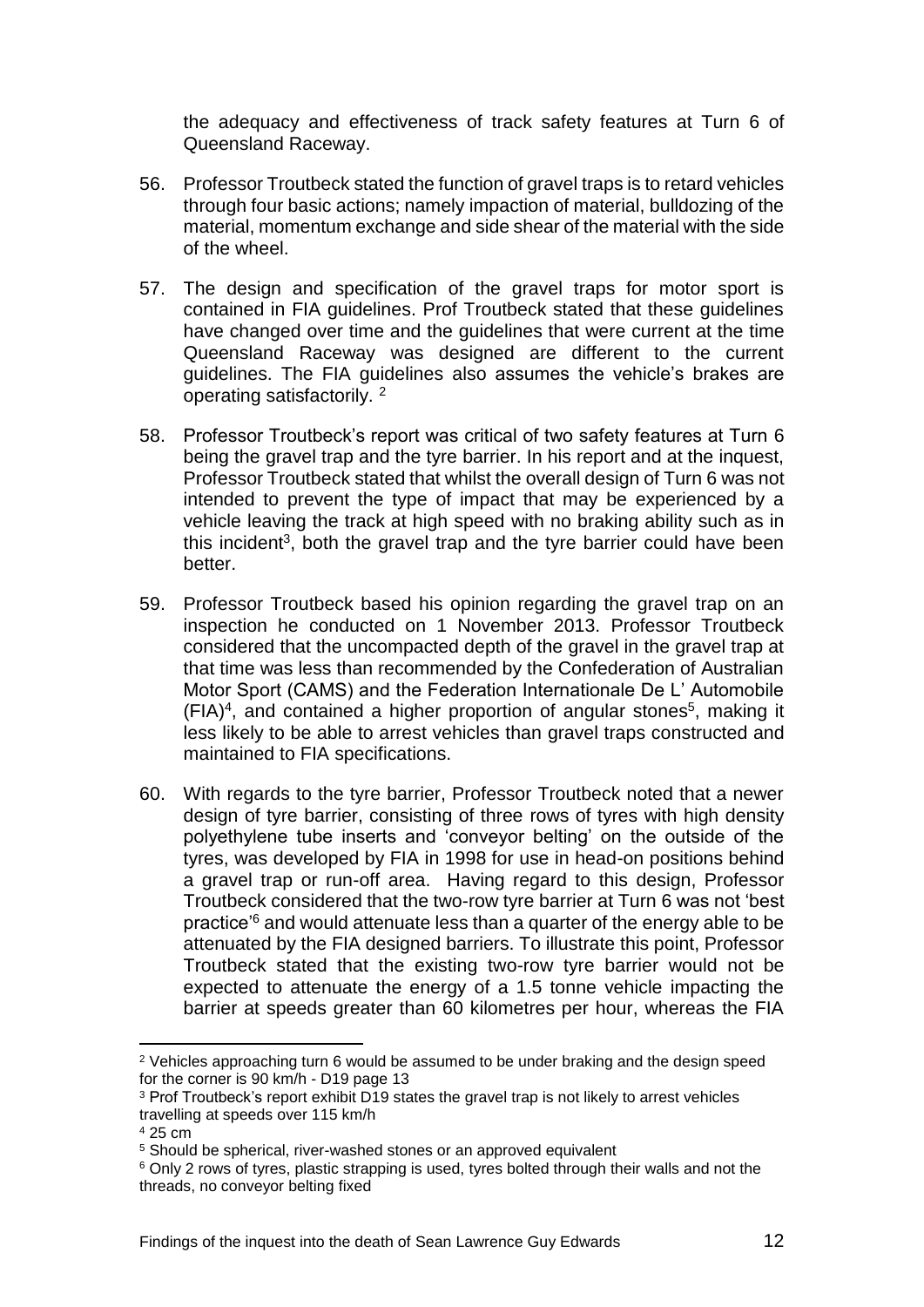the adequacy and effectiveness of track safety features at Turn 6 of Queensland Raceway.

56. Professor Troutbeck stated the function of gravel traps is to retard vehicles through four basic actions; namely impaction of material, bulldozing of the material, momentum exchange and side shear of the material with the side of the wheel.

57. The design and specification of the gravel traps for motor sport is contained in FIA guidelines. Prof Troutbeck stated that these guidelines have changed over time and the guidelines that were current at the time Queensland Raceway was designed are different to the current guidelines. The FIA guidelines also assumes the vehicle's brakes are operating satisfactorily. [2]

58. Professor Troutbeck's report was critical of two safety features at Turn 6 being the gravel trap and the tyre barrier. In his report and at the inquest, Professor Troutbeck stated that whilst the overall design of Turn 6 was not intended to prevent the type of impact that may be experienced by a vehicle leaving the track at high speed with no braking ability such as in this incident[3], both the gravel trap and the tyre barrier could have been better.

59. Professor Troutbeck based his opinion regarding the gravel trap on an inspection he conducted on 1 November 2013. Professor Troutbeck considered that the uncompacted depth of the gravel in the gravel trap at that time was less than recommended by the Confederation of Australian Motor Sport (CAMS) and the Federation Internationale De L' Automobile (FIA)[4], and contained a higher proportion of angular stones[5], making it less likely to be able to arrest vehicles than gravel traps constructed and maintained to FIA specifications.

60. With regards to the tyre barrier, Professor Troutbeck noted that a newer design of tyre barrier, consisting of three rows of tyres with high density polyethylene tube inserts and 'conveyor belting' on the outside of the tyres, was developed by FIA in 1998 for use in head-on positions behind a gravel trap or run-off area. Having regard to this design, Professor Troutbeck considered that the two-row tyre barrier at Turn 6 was not 'best practice'[6] and would attenuate less than a quarter of the energy able to be attenuated by the FIA designed barriers. To illustrate this point, Professor Troutbeck stated that the existing two-row tyre barrier would not be expected to attenuate the energy of a 1.5 tonne vehicle impacting the barrier at speeds greater than 60 kilometres per hour, whereas the FIA

[2] Vehicles approaching turn 6 would be assumed to be under braking and the design speed for the corner is 90 km/h - D19 page 13

[3] Prof Troutbeck's report exhibit D19 states the gravel trap is not likely to arrest vehicles travelling at speeds over 115 km/h

[4] 25 cm

[5] Should be spherical, river-washed stones or an approved equivalent

[6] Only 2 rows of tyres, plastic strapping is used, tyres bolted through their walls and not the threads, no conveyor belting fixed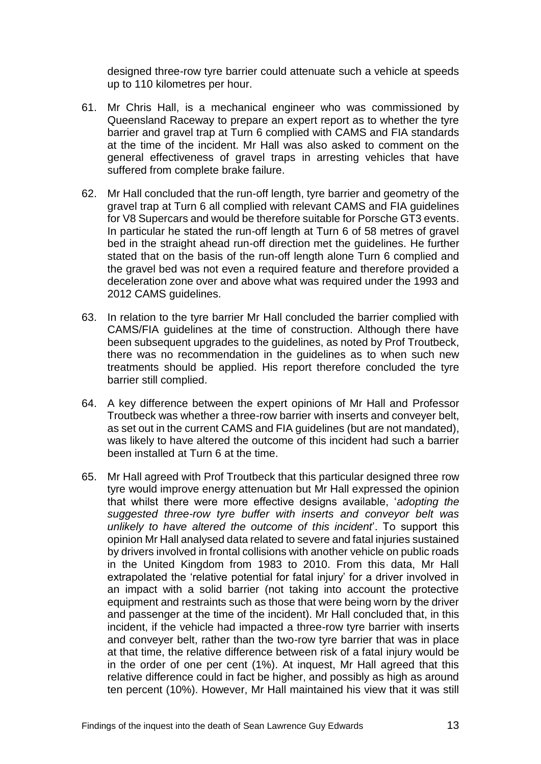designed three-row tyre barrier could attenuate such a vehicle at speeds up to 110 kilometres per hour.

61. Mr Chris Hall, is a mechanical engineer who was commissioned by Queensland Raceway to prepare an expert report as to whether the tyre barrier and gravel trap at Turn 6 complied with CAMS and FIA standards at the time of the incident. Mr Hall was also asked to comment on the general effectiveness of gravel traps in arresting vehicles that have suffered from complete brake failure.

62. Mr Hall concluded that the run-off length, tyre barrier and geometry of the gravel trap at Turn 6 all complied with relevant CAMS and FIA guidelines for V8 Supercars and would be therefore suitable for Porsche GT3 events. In particular he stated the run-off length at Turn 6 of 58 metres of gravel bed in the straight ahead run-off direction met the guidelines. He further stated that on the basis of the run-off length alone Turn 6 complied and the gravel bed was not even a required feature and therefore provided a deceleration zone over and above what was required under the 1993 and 2012 CAMS guidelines.

63. In relation to the tyre barrier Mr Hall concluded the barrier complied with CAMS/FIA guidelines at the time of construction. Although there have been subsequent upgrades to the guidelines, as noted by Prof Troutbeck, there was no recommendation in the guidelines as to when such new treatments should be applied. His report therefore concluded the tyre barrier still complied.

64. A key difference between the expert opinions of Mr Hall and Professor Troutbeck was whether a three-row barrier with inserts and conveyer belt, as set out in the current CAMS and FIA guidelines (but are not mandated), was likely to have altered the outcome of this incident had such a barrier been installed at Turn 6 at the time.

65. Mr Hall agreed with Prof Troutbeck that this particular designed three row tyre would improve energy attenuation but Mr Hall expressed the opinion that whilst there were more effective designs available, '*adopting the suggested three-row tyre buffer with inserts and conveyor belt was unlikely to have altered the outcome of this incident*'. To support this opinion Mr Hall analysed data related to severe and fatal injuries sustained by drivers involved in frontal collisions with another vehicle on public roads in the United Kingdom from 1983 to 2010. From this data, Mr Hall extrapolated the 'relative potential for fatal injury' for a driver involved in an impact with a solid barrier (not taking into account the protective equipment and restraints such as those that were being worn by the driver and passenger at the time of the incident). Mr Hall concluded that, in this incident, if the vehicle had impacted a three-row tyre barrier with inserts and conveyer belt, rather than the two-row tyre barrier that was in place at that time, the relative difference between risk of a fatal injury would be in the order of one per cent (1%). At inquest, Mr Hall agreed that this relative difference could in fact be higher, and possibly as high as around ten percent (10%). However, Mr Hall maintained his view that it was still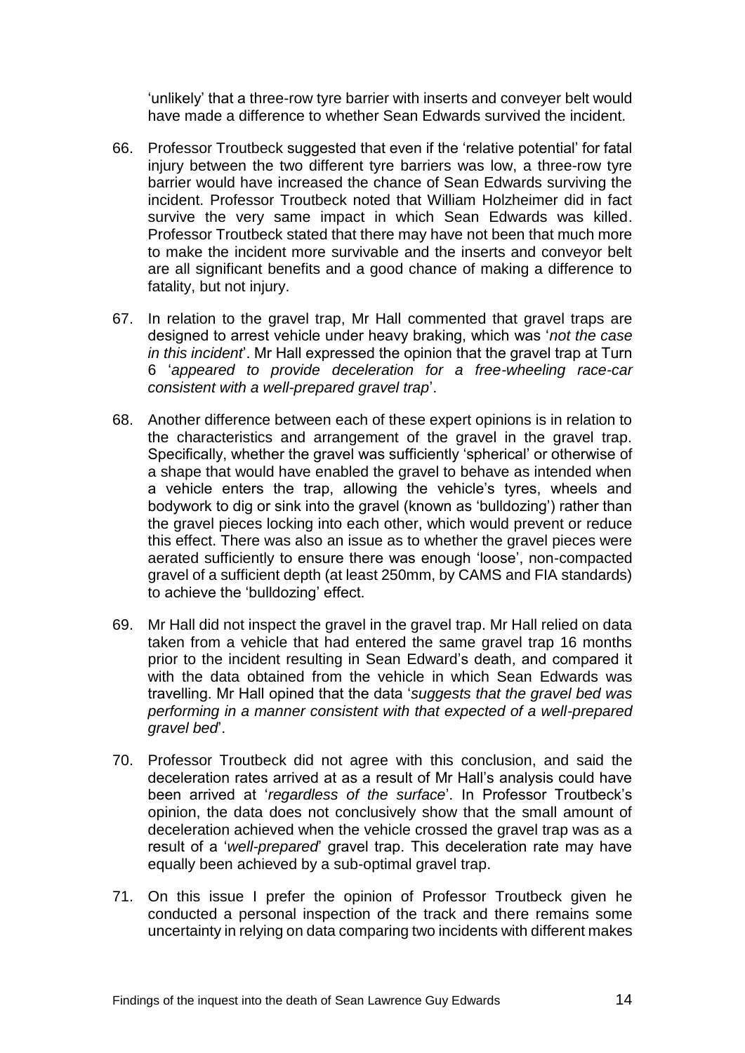'unlikely' that a three-row tyre barrier with inserts and conveyer belt would have made a difference to whether Sean Edwards survived the incident.

66. Professor Troutbeck suggested that even if the 'relative potential' for fatal injury between the two different tyre barriers was low, a three-row tyre barrier would have increased the chance of Sean Edwards surviving the incident. Professor Troutbeck noted that William Holzheimer did in fact survive the very same impact in which Sean Edwards was killed. Professor Troutbeck stated that there may have not been that much more to make the incident more survivable and the inserts and conveyor belt are all significant benefits and a good chance of making a difference to fatality, but not injury.

67. In relation to the gravel trap, Mr Hall commented that gravel traps are designed to arrest vehicle under heavy braking, which was '*not the case in this incident*'. Mr Hall expressed the opinion that the gravel trap at Turn 6 '*appeared to provide deceleration for a free-wheeling race-car consistent with a well-prepared gravel trap*'.

68. Another difference between each of these expert opinions is in relation to the characteristics and arrangement of the gravel in the gravel trap. Specifically, whether the gravel was sufficiently 'spherical' or otherwise of a shape that would have enabled the gravel to behave as intended when a vehicle enters the trap, allowing the vehicle's tyres, wheels and bodywork to dig or sink into the gravel (known as 'bulldozing') rather than the gravel pieces locking into each other, which would prevent or reduce this effect. There was also an issue as to whether the gravel pieces were aerated sufficiently to ensure there was enough 'loose', non-compacted gravel of a sufficient depth (at least 250mm, by CAMS and FIA standards) to achieve the 'bulldozing' effect.

69. Mr Hall did not inspect the gravel in the gravel trap. Mr Hall relied on data taken from a vehicle that had entered the same gravel trap 16 months prior to the incident resulting in Sean Edward's death, and compared it with the data obtained from the vehicle in which Sean Edwards was travelling. Mr Hall opined that the data '*suggests that the gravel bed was performing in a manner consistent with that expected of a well-prepared gravel bed*'.

70. Professor Troutbeck did not agree with this conclusion, and said the deceleration rates arrived at as a result of Mr Hall's analysis could have been arrived at '*regardless of the surface*'. In Professor Troutbeck's opinion, the data does not conclusively show that the small amount of deceleration achieved when the vehicle crossed the gravel trap was as a result of a '*well-prepared*' gravel trap. This deceleration rate may have equally been achieved by a sub-optimal gravel trap.

71. On this issue I prefer the opinion of Professor Troutbeck given he conducted a personal inspection of the track and there remains some uncertainty in relying on data comparing two incidents with different makes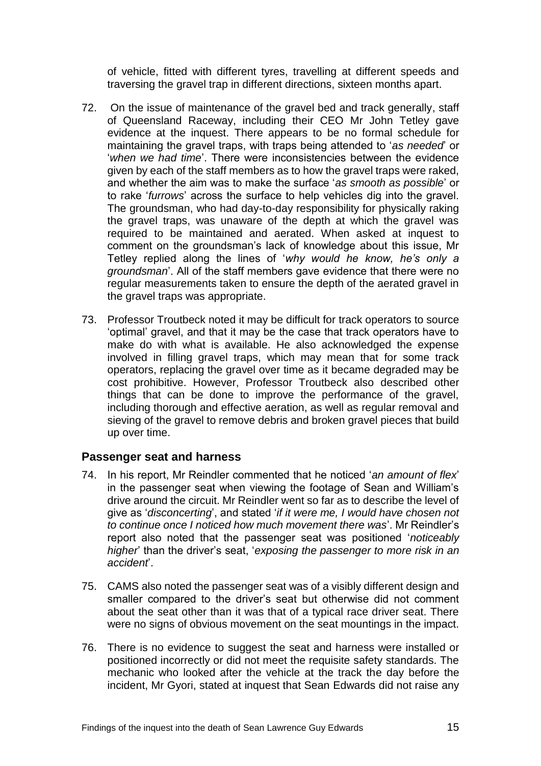of vehicle, fitted with different tyres, travelling at different speeds and traversing the gravel trap in different directions, sixteen months apart.

72. On the issue of maintenance of the gravel bed and track generally, staff of Queensland Raceway, including their CEO Mr John Tetley gave evidence at the inquest. There appears to be no formal schedule for maintaining the gravel traps, with traps being attended to '*as needed*' or '*when we had time*'. There were inconsistencies between the evidence given by each of the staff members as to how the gravel traps were raked, and whether the aim was to make the surface '*as smooth as possible*' or to rake '*furrows*' across the surface to help vehicles dig into the gravel. The groundsman, who had day-to-day responsibility for physically raking the gravel traps, was unaware of the depth at which the gravel was required to be maintained and aerated. When asked at inquest to comment on the groundsman's lack of knowledge about this issue, Mr Tetley replied along the lines of '*why would he know, he's only a groundsman*'. All of the staff members gave evidence that there were no regular measurements taken to ensure the depth of the aerated gravel in the gravel traps was appropriate.

73. Professor Troutbeck noted it may be difficult for track operators to source 'optimal' gravel, and that it may be the case that track operators have to make do with what is available. He also acknowledged the expense involved in filling gravel traps, which may mean that for some track operators, replacing the gravel over time as it became degraded may be cost prohibitive. However, Professor Troutbeck also described other things that can be done to improve the performance of the gravel, including thorough and effective aeration, as well as regular removal and sieving of the gravel to remove debris and broken gravel pieces that build up over time.

## Passenger seat and harness

74. In his report, Mr Reindler commented that he noticed '*an amount of flex*' in the passenger seat when viewing the footage of Sean and William's drive around the circuit. Mr Reindler went so far as to describe the level of give as '*disconcerting*', and stated '*if it were me, I would have chosen not to continue once I noticed how much movement there was*'. Mr Reindler's report also noted that the passenger seat was positioned '*noticeably higher*' than the driver's seat, '*exposing the passenger to more risk in an accident*'.

75. CAMS also noted the passenger seat was of a visibly different design and smaller compared to the driver's seat but otherwise did not comment about the seat other than it was that of a typical race driver seat. There were no signs of obvious movement on the seat mountings in the impact.

76. There is no evidence to suggest the seat and harness were installed or positioned incorrectly or did not meet the requisite safety standards. The mechanic who looked after the vehicle at the track the day before the incident, Mr Gyori, stated at inquest that Sean Edwards did not raise any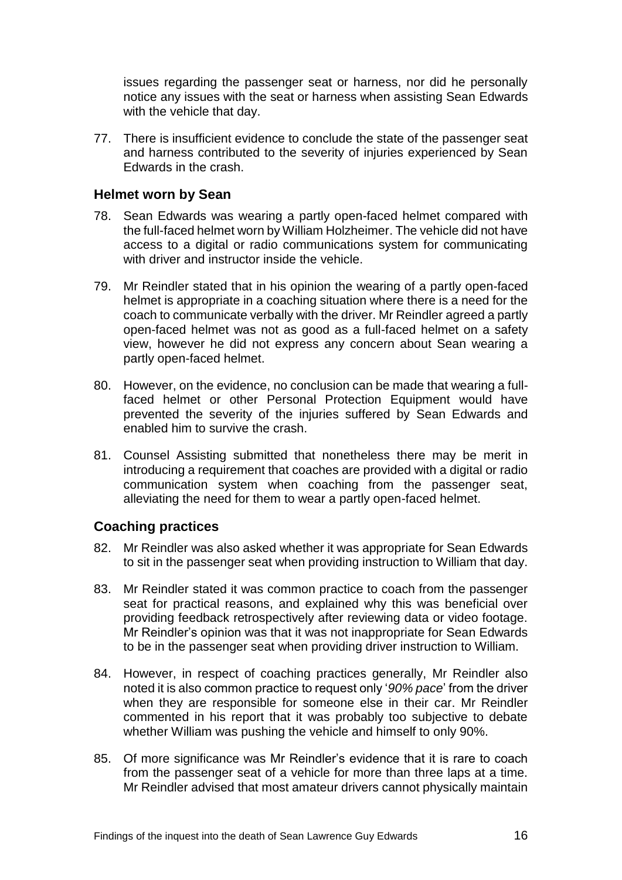issues regarding the passenger seat or harness, nor did he personally notice any issues with the seat or harness when assisting Sean Edwards with the vehicle that day.

77. There is insufficient evidence to conclude the state of the passenger seat and harness contributed to the severity of injuries experienced by Sean Edwards in the crash.

## Helmet worn by Sean

78. Sean Edwards was wearing a partly open-faced helmet compared with the full-faced helmet worn by William Holzheimer. The vehicle did not have access to a digital or radio communications system for communicating with driver and instructor inside the vehicle.

79. Mr Reindler stated that in his opinion the wearing of a partly open-faced helmet is appropriate in a coaching situation where there is a need for the coach to communicate verbally with the driver. Mr Reindler agreed a partly open-faced helmet was not as good as a full-faced helmet on a safety view, however he did not express any concern about Sean wearing a partly open-faced helmet.

80. However, on the evidence, no conclusion can be made that wearing a full-faced helmet or other Personal Protection Equipment would have prevented the severity of the injuries suffered by Sean Edwards and enabled him to survive the crash.

81. Counsel Assisting submitted that nonetheless there may be merit in introducing a requirement that coaches are provided with a digital or radio communication system when coaching from the passenger seat, alleviating the need for them to wear a partly open-faced helmet.

## Coaching practices

82. Mr Reindler was also asked whether it was appropriate for Sean Edwards to sit in the passenger seat when providing instruction to William that day.

83. Mr Reindler stated it was common practice to coach from the passenger seat for practical reasons, and explained why this was beneficial over providing feedback retrospectively after reviewing data or video footage. Mr Reindler's opinion was that it was not inappropriate for Sean Edwards to be in the passenger seat when providing driver instruction to William.

84. However, in respect of coaching practices generally, Mr Reindler also noted it is also common practice to request only '*90% pace*' from the driver when they are responsible for someone else in their car. Mr Reindler commented in his report that it was probably too subjective to debate whether William was pushing the vehicle and himself to only 90%.

85. Of more significance was Mr Reindler's evidence that it is rare to coach from the passenger seat of a vehicle for more than three laps at a time. Mr Reindler advised that most amateur drivers cannot physically maintain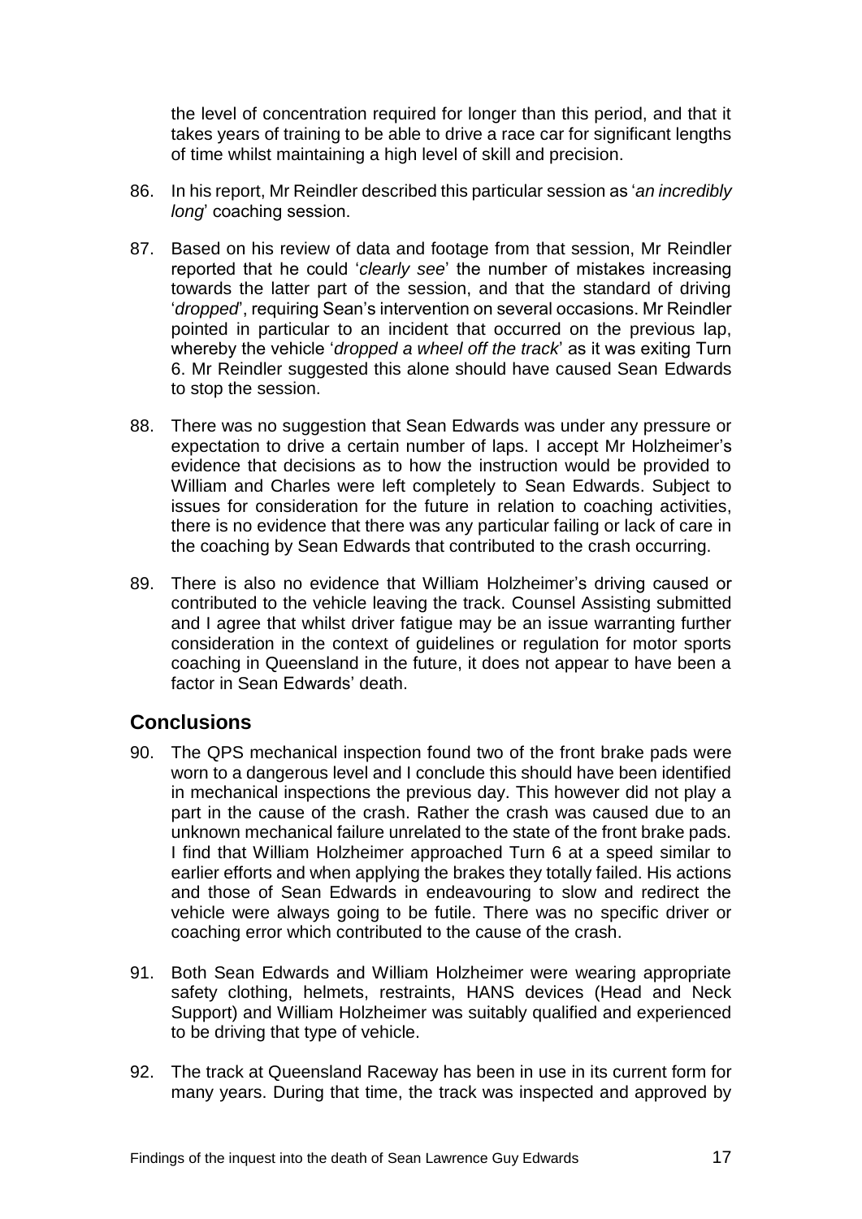the level of concentration required for longer than this period, and that it takes years of training to be able to drive a race car for significant lengths of time whilst maintaining a high level of skill and precision.

86. In his report, Mr Reindler described this particular session as '*an incredibly long*' coaching session.

87. Based on his review of data and footage from that session, Mr Reindler reported that he could '*clearly see*' the number of mistakes increasing towards the latter part of the session, and that the standard of driving '*dropped*', requiring Sean's intervention on several occasions. Mr Reindler pointed in particular to an incident that occurred on the previous lap, whereby the vehicle '*dropped a wheel off the track*' as it was exiting Turn 6. Mr Reindler suggested this alone should have caused Sean Edwards to stop the session.

88. There was no suggestion that Sean Edwards was under any pressure or expectation to drive a certain number of laps. I accept Mr Holzheimer's evidence that decisions as to how the instruction would be provided to William and Charles were left completely to Sean Edwards. Subject to issues for consideration for the future in relation to coaching activities, there is no evidence that there was any particular failing or lack of care in the coaching by Sean Edwards that contributed to the crash occurring.

89. There is also no evidence that William Holzheimer's driving caused or contributed to the vehicle leaving the track. Counsel Assisting submitted and I agree that whilst driver fatigue may be an issue warranting further consideration in the context of guidelines or regulation for motor sports coaching in Queensland in the future, it does not appear to have been a factor in Sean Edwards' death.

## Conclusions

90. The QPS mechanical inspection found two of the front brake pads were worn to a dangerous level and I conclude this should have been identified in mechanical inspections the previous day. This however did not play a part in the cause of the crash. Rather the crash was caused due to an unknown mechanical failure unrelated to the state of the front brake pads. I find that William Holzheimer approached Turn 6 at a speed similar to earlier efforts and when applying the brakes they totally failed. His actions and those of Sean Edwards in endeavouring to slow and redirect the vehicle were always going to be futile. There was no specific driver or coaching error which contributed to the cause of the crash.

91. Both Sean Edwards and William Holzheimer were wearing appropriate safety clothing, helmets, restraints, HANS devices (Head and Neck Support) and William Holzheimer was suitably qualified and experienced to be driving that type of vehicle.

92. The track at Queensland Raceway has been in use in its current form for many years. During that time, the track was inspected and approved by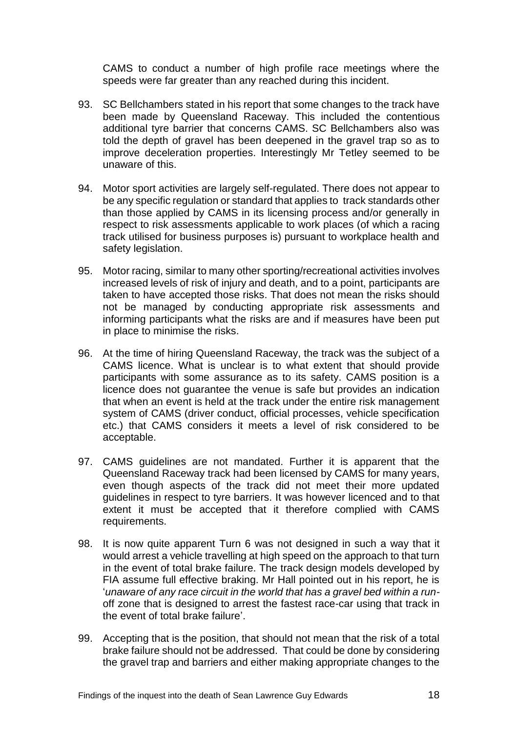CAMS to conduct a number of high profile race meetings where the speeds were far greater than any reached during this incident.

93. SC Bellchambers stated in his report that some changes to the track have been made by Queensland Raceway. This included the contentious additional tyre barrier that concerns CAMS. SC Bellchambers also was told the depth of gravel has been deepened in the gravel trap so as to improve deceleration properties. Interestingly Mr Tetley seemed to be unaware of this.

94. Motor sport activities are largely self-regulated. There does not appear to be any specific regulation or standard that applies to track standards other than those applied by CAMS in its licensing process and/or generally in respect to risk assessments applicable to work places (of which a racing track utilised for business purposes is) pursuant to workplace health and safety legislation.

95. Motor racing, similar to many other sporting/recreational activities involves increased levels of risk of injury and death, and to a point, participants are taken to have accepted those risks. That does not mean the risks should not be managed by conducting appropriate risk assessments and informing participants what the risks are and if measures have been put in place to minimise the risks.

96. At the time of hiring Queensland Raceway, the track was the subject of a CAMS licence. What is unclear is to what extent that should provide participants with some assurance as to its safety. CAMS position is a licence does not guarantee the venue is safe but provides an indication that when an event is held at the track under the entire risk management system of CAMS (driver conduct, official processes, vehicle specification etc.) that CAMS considers it meets a level of risk considered to be acceptable.

97. CAMS guidelines are not mandated. Further it is apparent that the Queensland Raceway track had been licensed by CAMS for many years, even though aspects of the track did not meet their more updated guidelines in respect to tyre barriers. It was however licenced and to that extent it must be accepted that it therefore complied with CAMS requirements.

98. It is now quite apparent Turn 6 was not designed in such a way that it would arrest a vehicle travelling at high speed on the approach to that turn in the event of total brake failure. The track design models developed by FIA assume full effective braking. Mr Hall pointed out in his report, he is '*unaware of any race circuit in the world that has a gravel bed within a run-*off zone that is designed to arrest the fastest race-car using that track in the event of total brake failure'.

99. Accepting that is the position, that should not mean that the risk of a total brake failure should not be addressed. That could be done by considering the gravel trap and barriers and either making appropriate changes to the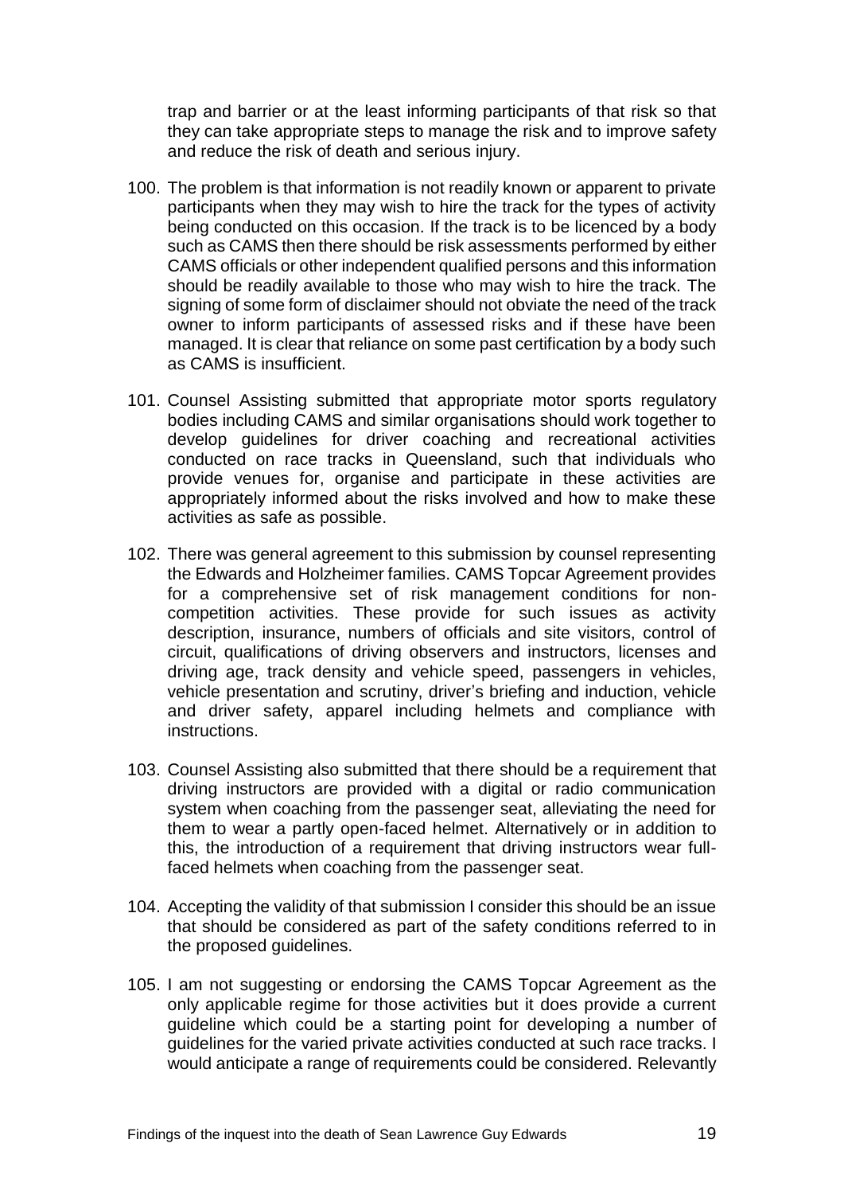trap and barrier or at the least informing participants of that risk so that they can take appropriate steps to manage the risk and to improve safety and reduce the risk of death and serious injury.

100. The problem is that information is not readily known or apparent to private participants when they may wish to hire the track for the types of activity being conducted on this occasion. If the track is to be licenced by a body such as CAMS then there should be risk assessments performed by either CAMS officials or other independent qualified persons and this information should be readily available to those who may wish to hire the track. The signing of some form of disclaimer should not obviate the need of the track owner to inform participants of assessed risks and if these have been managed. It is clear that reliance on some past certification by a body such as CAMS is insufficient.

101. Counsel Assisting submitted that appropriate motor sports regulatory bodies including CAMS and similar organisations should work together to develop guidelines for driver coaching and recreational activities conducted on race tracks in Queensland, such that individuals who provide venues for, organise and participate in these activities are appropriately informed about the risks involved and how to make these activities as safe as possible.

102. There was general agreement to this submission by counsel representing the Edwards and Holzheimer families. CAMS Topcar Agreement provides for a comprehensive set of risk management conditions for non-competition activities. These provide for such issues as activity description, insurance, numbers of officials and site visitors, control of circuit, qualifications of driving observers and instructors, licenses and driving age, track density and vehicle speed, passengers in vehicles, vehicle presentation and scrutiny, driver's briefing and induction, vehicle and driver safety, apparel including helmets and compliance with instructions.

103. Counsel Assisting also submitted that there should be a requirement that driving instructors are provided with a digital or radio communication system when coaching from the passenger seat, alleviating the need for them to wear a partly open-faced helmet. Alternatively or in addition to this, the introduction of a requirement that driving instructors wear full-faced helmets when coaching from the passenger seat.

104. Accepting the validity of that submission I consider this should be an issue that should be considered as part of the safety conditions referred to in the proposed guidelines.

105. I am not suggesting or endorsing the CAMS Topcar Agreement as the only applicable regime for those activities but it does provide a current guideline which could be a starting point for developing a number of guidelines for the varied private activities conducted at such race tracks. I would anticipate a range of requirements could be considered. Relevantly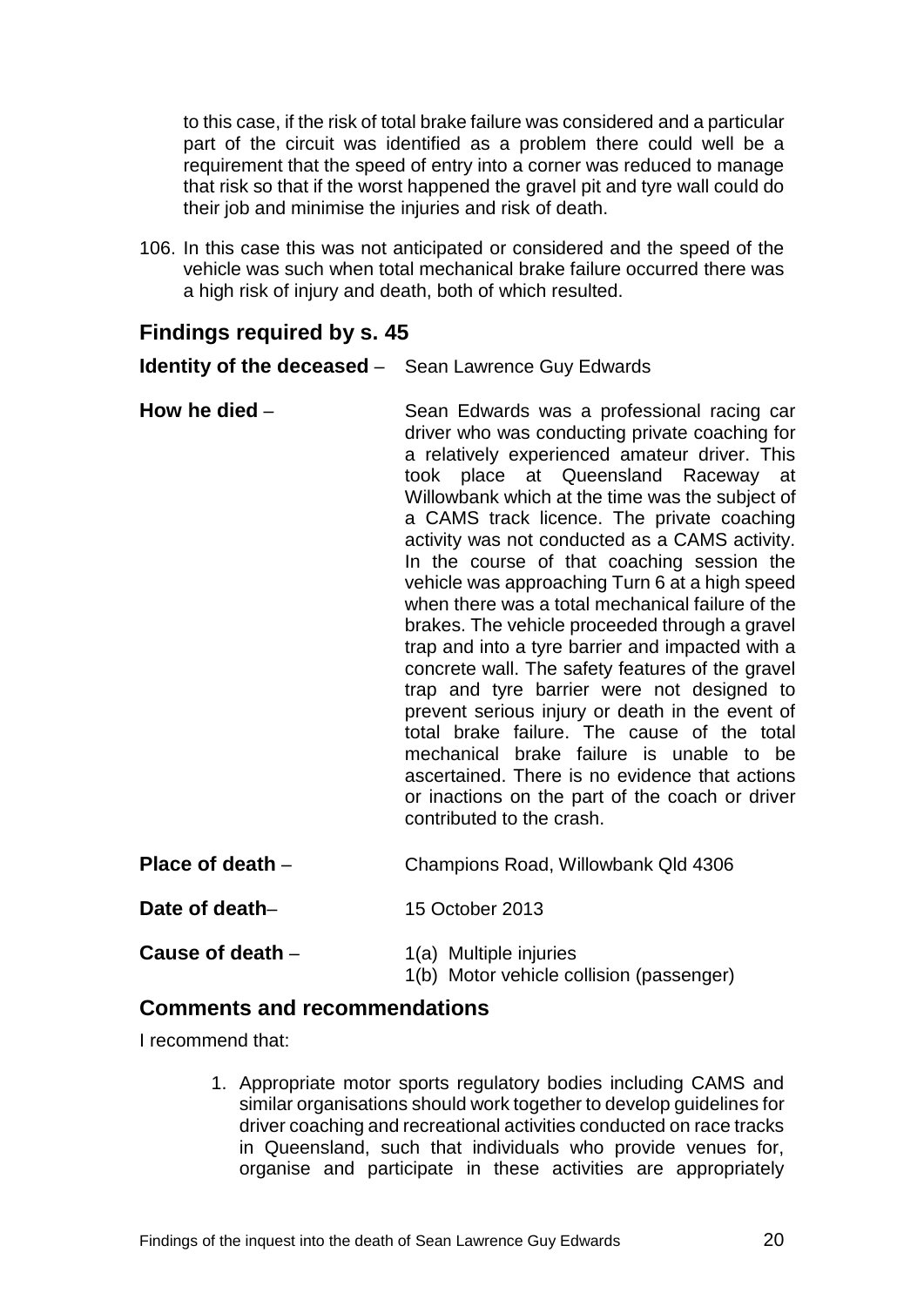to this case, if the risk of total brake failure was considered and a particular part of the circuit was identified as a problem there could well be a requirement that the speed of entry into a corner was reduced to manage that risk so that if the worst happened the gravel pit and tyre wall could do their job and minimise the injuries and risk of death.

106. In this case this was not anticipated or considered and the speed of the vehicle was such when total mechanical brake failure occurred there was a high risk of injury and death, both of which resulted.

## Findings required by s. 45

**Identity of the deceased** – Sean Lawrence Guy Edwards

**How he died** – Sean Edwards was a professional racing car driver who was conducting private coaching for a relatively experienced amateur driver. This took place at Queensland Raceway at Willowbank which at the time was the subject of a CAMS track licence. The private coaching activity was not conducted as a CAMS activity. In the course of that coaching session the vehicle was approaching Turn 6 at a high speed when there was a total mechanical failure of the brakes. The vehicle proceeded through a gravel trap and into a tyre barrier and impacted with a concrete wall. The safety features of the gravel trap and tyre barrier were not designed to prevent serious injury or death in the event of total brake failure. The cause of the total mechanical brake failure is unable to be ascertained. There is no evidence that actions or inactions on the part of the coach or driver contributed to the crash.

**Place of death** – Champions Road, Willowbank Qld 4306

**Date of death**– 15 October 2013

**Cause of death** – 1(a) Multiple injuries
1(b) Motor vehicle collision (passenger)

## Comments and recommendations

I recommend that:

1. Appropriate motor sports regulatory bodies including CAMS and similar organisations should work together to develop guidelines for driver coaching and recreational activities conducted on race tracks in Queensland, such that individuals who provide venues for, organise and participate in these activities are appropriately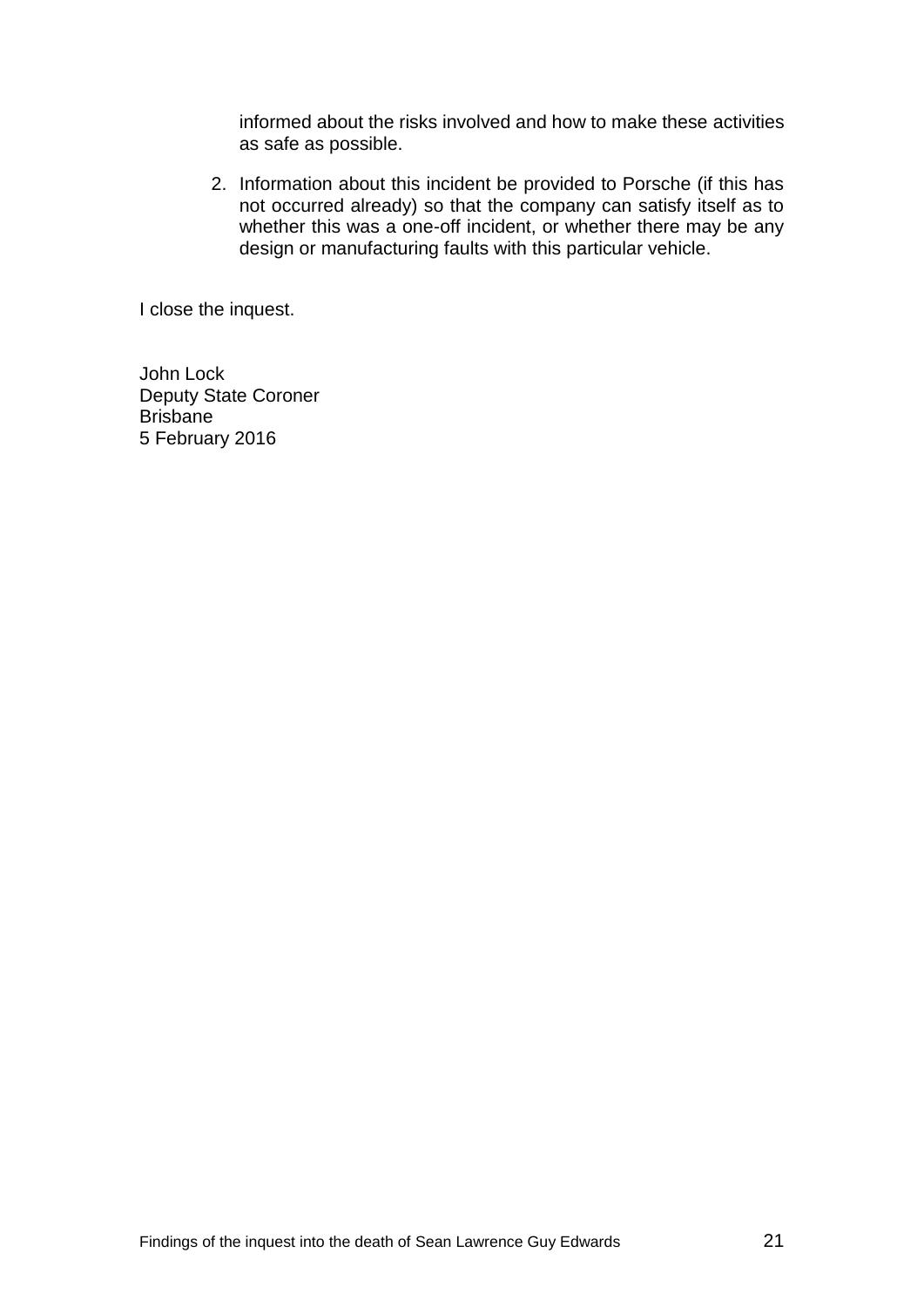informed about the risks involved and how to make these activities as safe as possible.

2. Information about this incident be provided to Porsche (if this has not occurred already) so that the company can satisfy itself as to whether this was a one-off incident, or whether there may be any design or manufacturing faults with this particular vehicle.

I close the inquest.

John Lock  
Deputy State Coroner  
Brisbane  
5 February 2016